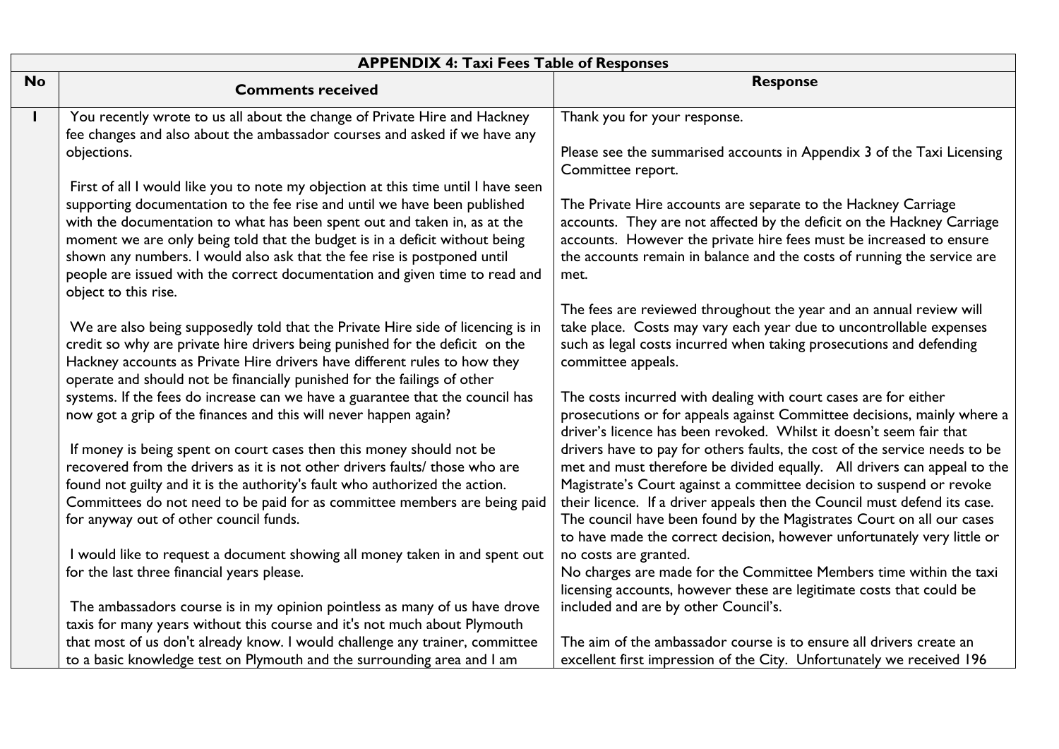| APPENDIX 4: Taxi Fees Table of Responses | | |
|---|---|---|
| **No** | **Comments received** | **Response** |
| **1** | You recently wrote to us all about the change of Private Hire and Hackney fee changes and also about the ambassador courses and asked if we have any objections.<br><br>First of all I would like you to note my objection at this time until I have seen supporting documentation to the fee rise and until we have been published with the documentation to what has been spent out and taken in, as at the moment we are only being told that the budget is in a deficit without being shown any numbers. I would also ask that the fee rise is postponed until people are issued with the correct documentation and given time to read and object to this rise.<br><br>We are also being supposedly told that the Private Hire side of licencing is in credit so why are private hire drivers being punished for the deficit on the Hackney accounts as Private Hire drivers have different rules to how they operate and should not be financially punished for the failings of other systems. If the fees do increase can we have a guarantee that the council has now got a grip of the finances and this will never happen again?<br><br>If money is being spent on court cases then this money should not be recovered from the drivers as it is not other drivers faults/ those who are found not guilty and it is the authority's fault who authorized the action. Committees do not need to be paid for as committee members are being paid for anyway out of other council funds.<br><br>I would like to request a document showing all money taken in and spent out for the last three financial years please.<br><br>The ambassadors course is in my opinion pointless as many of us have drove taxis for many years without this course and it's not much about Plymouth that most of us don't already know. I would challenge any trainer, committee to a basic knowledge test on Plymouth and the surrounding area and I am | Thank you for your response.<br><br>Please see the summarised accounts in Appendix 3 of the Taxi Licensing Committee report.<br><br>The Private Hire accounts are separate to the Hackney Carriage accounts. They are not affected by the deficit on the Hackney Carriage accounts. However the private hire fees must be increased to ensure the accounts remain in balance and the costs of running the service are met.<br><br>The fees are reviewed throughout the year and an annual review will take place. Costs may vary each year due to uncontrollable expenses such as legal costs incurred when taking prosecutions and defending committee appeals.<br><br>The costs incurred with dealing with court cases are for either prosecutions or for appeals against Committee decisions, mainly where a driver's licence has been revoked. Whilst it doesn't seem fair that drivers have to pay for others faults, the cost of the service needs to be met and must therefore be divided equally. All drivers can appeal to the Magistrate's Court against a committee decision to suspend or revoke their licence. If a driver appeals then the Council must defend its case. The council have been found by the Magistrates Court on all our cases to have made the correct decision, however unfortunately very little or no costs are granted.<br>No charges are made for the Committee Members time within the taxi licensing accounts, however these are legitimate costs that could be included and are by other Council's.<br><br>The aim of the ambassador course is to ensure all drivers create an excellent first impression of the City. Unfortunately we received 196 |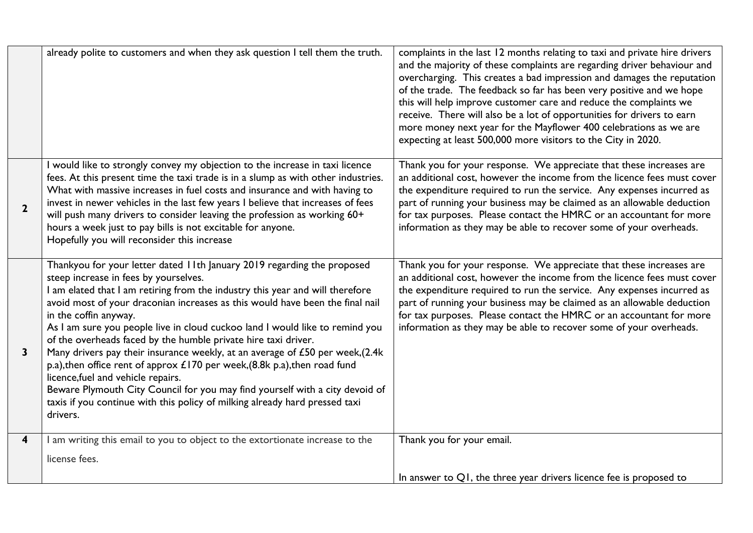| | | |
|---|---|---|
| | already polite to customers and when they ask question I tell them the truth. | complaints in the last 12 months relating to taxi and private hire drivers and the majority of these complaints are regarding driver behaviour and overcharging. This creates a bad impression and damages the reputation of the trade. The feedback so far has been very positive and we hope this will help improve customer care and reduce the complaints we receive. There will also be a lot of opportunities for drivers to earn more money next year for the Mayflower 400 celebrations as we are expecting at least 500,000 more visitors to the City in 2020. |
| **2** | I would like to strongly convey my objection to the increase in taxi licence fees. At this present time the taxi trade is in a slump as with other industries. What with massive increases in fuel costs and insurance and with having to invest in newer vehicles in the last few years I believe that increases of fees will push many drivers to consider leaving the profession as working 60+ hours a week just to pay bills is not excitable for anyone.<br>Hopefully you will reconsider this increase | Thank you for your response. We appreciate that these increases are an additional cost, however the income from the licence fees must cover the expenditure required to run the service. Any expenses incurred as part of running your business may be claimed as an allowable deduction for tax purposes. Please contact the HMRC or an accountant for more information as they may be able to recover some of your overheads. |
| **3** | Thankyou for your letter dated 11th January 2019 regarding the proposed steep increase in fees by yourselves.<br>I am elated that I am retiring from the industry this year and will therefore avoid most of your draconian increases as this would have been the final nail in the coffin anyway.<br>As I am sure you people live in cloud cuckoo land I would like to remind you of the overheads faced by the humble private hire taxi driver.<br>Many drivers pay their insurance weekly, at an average of £50 per week,(2.4k p.a),then office rent of approx £170 per week,(8.8k p.a),then road fund licence,fuel and vehicle repairs.<br>Beware Plymouth City Council for you may find yourself with a city devoid of taxis if you continue with this policy of milking already hard pressed taxi drivers. | Thank you for your response. We appreciate that these increases are an additional cost, however the income from the licence fees must cover the expenditure required to run the service. Any expenses incurred as part of running your business may be claimed as an allowable deduction for tax purposes. Please contact the HMRC or an accountant for more information as they may be able to recover some of your overheads. |
| **4** | I am writing this email to you to object to the extortionate increase to the license fees. | Thank you for your email.<br><br>In answer to Q1, the three year drivers licence fee is proposed to |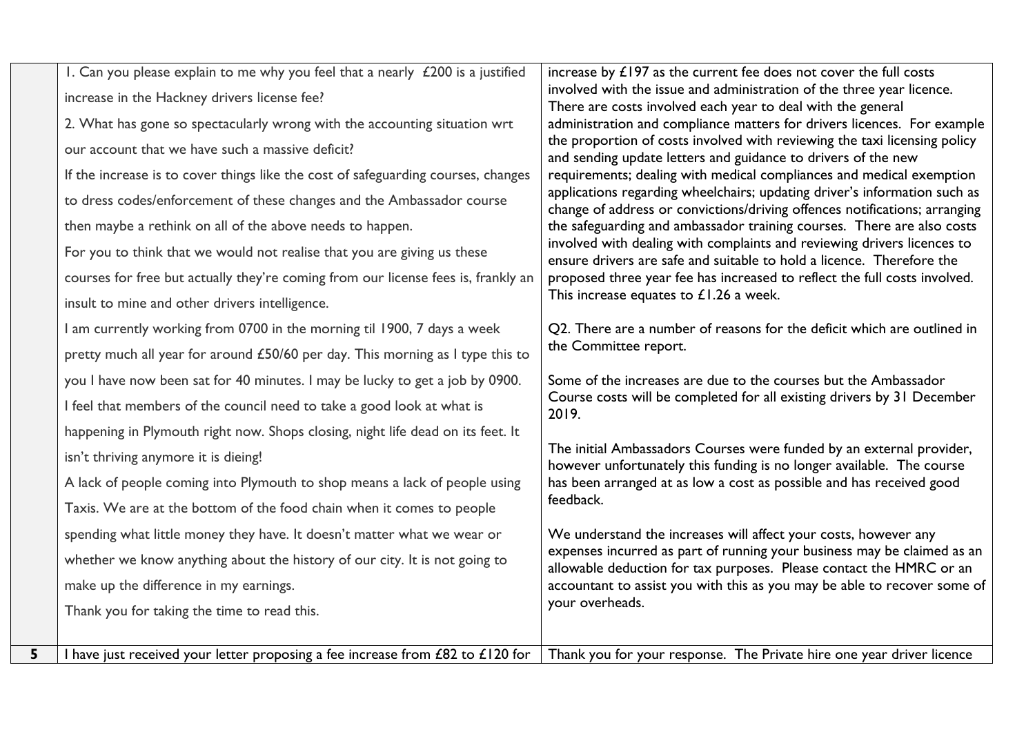| | | |
|---|---|---|
| | 1. Can you please explain to me why you feel that a nearly £200 is a justified increase in the Hackney drivers license fee?<br>2. What has gone so spectacularly wrong with the accounting situation wrt our account that we have such a massive deficit?<br>If the increase is to cover things like the cost of safeguarding courses, changes to dress codes/enforcement of these changes and the Ambassador course then maybe a rethink on all of the above needs to happen.<br>For you to think that we would not realise that you are giving us these courses for free but actually they're coming from our license fees is, frankly an insult to mine and other drivers intelligence.<br>I am currently working from 0700 in the morning til 1900, 7 days a week pretty much all year for around £50/60 per day. This morning as I type this to you I have now been sat for 40 minutes. I may be lucky to get a job by 0900.<br>I feel that members of the council need to take a good look at what is happening in Plymouth right now. Shops closing, night life dead on its feet. It isn't thriving anymore it is dieing!<br>A lack of people coming into Plymouth to shop means a lack of people using Taxis. We are at the bottom of the food chain when it comes to people spending what little money they have. It doesn't matter what we wear or whether we know anything about the history of our city. It is not going to make up the difference in my earnings.<br>Thank you for taking the time to read this. | increase by £197 as the current fee does not cover the full costs involved with the issue and administration of the three year licence. There are costs involved each year to deal with the general administration and compliance matters for drivers licences. For example the proportion of costs involved with reviewing the taxi licensing policy and sending update letters and guidance to drivers of the new requirements; dealing with medical compliances and medical exemption applications regarding wheelchairs; updating driver's information such as change of address or convictions/driving offences notifications; arranging the safeguarding and ambassador training courses. There are also costs involved with dealing with complaints and reviewing drivers licences to ensure drivers are safe and suitable to hold a licence. Therefore the proposed three year fee has increased to reflect the full costs involved. This increase equates to £1.26 a week.<br><br>Q2. There are a number of reasons for the deficit which are outlined in the Committee report.<br><br>Some of the increases are due to the courses but the Ambassador Course costs will be completed for all existing drivers by 31 December 2019.<br><br>The initial Ambassadors Courses were funded by an external provider, however unfortunately this funding is no longer available. The course has been arranged at as low a cost as possible and has received good feedback.<br><br>We understand the increases will affect your costs, however any expenses incurred as part of running your business may be claimed as an allowable deduction for tax purposes. Please contact the HMRC or an accountant to assist you with this as you may be able to recover some of your overheads. |
| **5** | I have just received your letter proposing a fee increase from £82 to £120 for | Thank you for your response. The Private hire one year driver licence |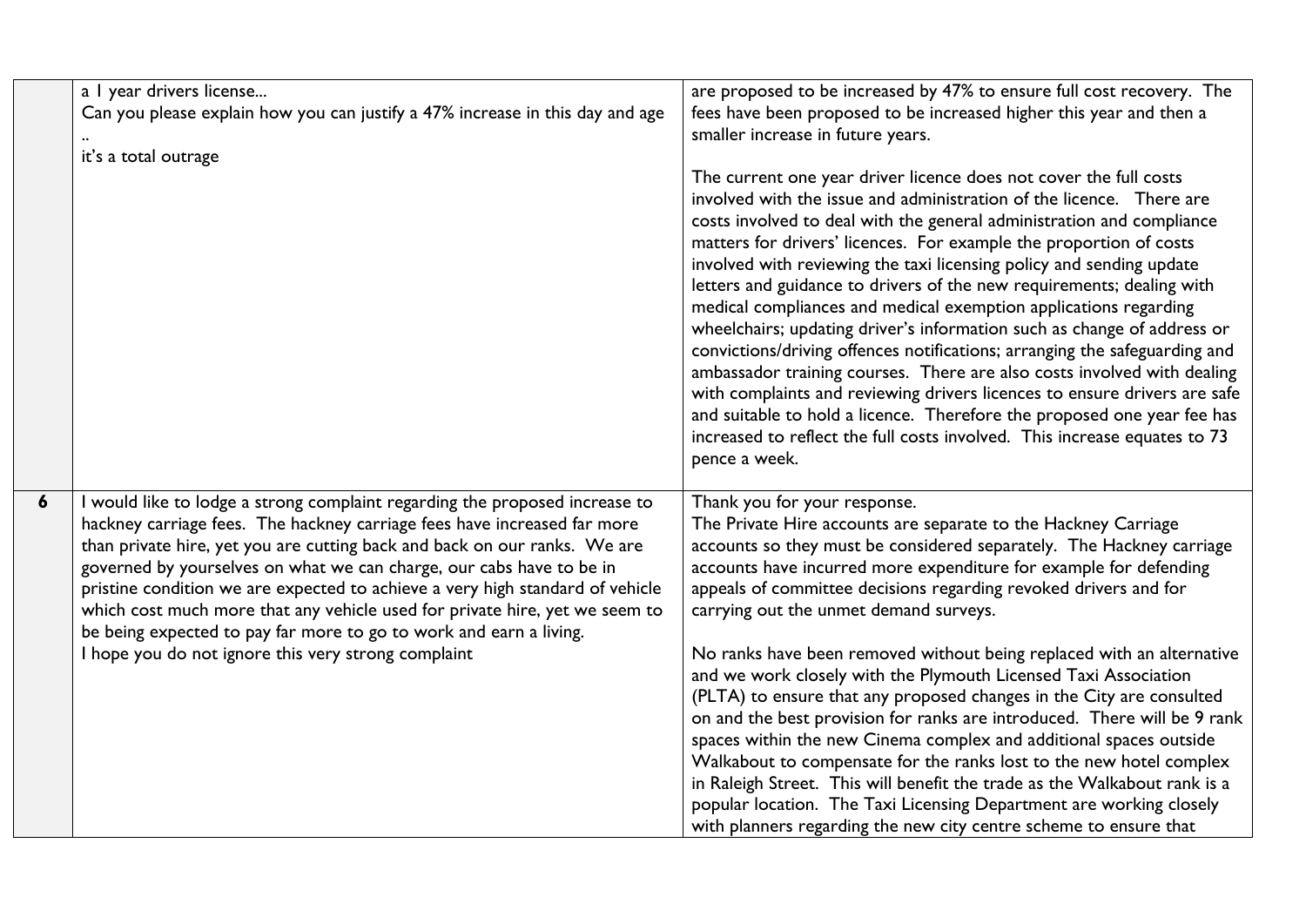| | | |
|---|---|---|
| | a 1 year drivers license...<br>Can you please explain how you can justify a 47% increase in this day and age<br>..<br>it's a total outrage | are proposed to be increased by 47% to ensure full cost recovery. The fees have been proposed to be increased higher this year and then a smaller increase in future years.<br><br>The current one year driver licence does not cover the full costs involved with the issue and administration of the licence. There are costs involved to deal with the general administration and compliance matters for drivers' licences. For example the proportion of costs involved with reviewing the taxi licensing policy and sending update letters and guidance to drivers of the new requirements; dealing with medical compliances and medical exemption applications regarding wheelchairs; updating driver's information such as change of address or convictions/driving offences notifications; arranging the safeguarding and ambassador training courses. There are also costs involved with dealing with complaints and reviewing drivers licences to ensure drivers are safe and suitable to hold a licence. Therefore the proposed one year fee has increased to reflect the full costs involved. This increase equates to 73 pence a week. |
| **6** | I would like to lodge a strong complaint regarding the proposed increase to hackney carriage fees. The hackney carriage fees have increased far more than private hire, yet you are cutting back and back on our ranks. We are governed by yourselves on what we can charge, our cabs have to be in pristine condition we are expected to achieve a very high standard of vehicle which cost much more that any vehicle used for private hire, yet we seem to be being expected to pay far more to go to work and earn a living.<br>I hope you do not ignore this very strong complaint | Thank you for your response.<br>The Private Hire accounts are separate to the Hackney Carriage accounts so they must be considered separately. The Hackney carriage accounts have incurred more expenditure for example for defending appeals of committee decisions regarding revoked drivers and for carrying out the unmet demand surveys.<br><br>No ranks have been removed without being replaced with an alternative and we work closely with the Plymouth Licensed Taxi Association (PLTA) to ensure that any proposed changes in the City are consulted on and the best provision for ranks are introduced. There will be 9 rank spaces within the new Cinema complex and additional spaces outside Walkabout to compensate for the ranks lost to the new hotel complex in Raleigh Street. This will benefit the trade as the Walkabout rank is a popular location. The Taxi Licensing Department are working closely with planners regarding the new city centre scheme to ensure that |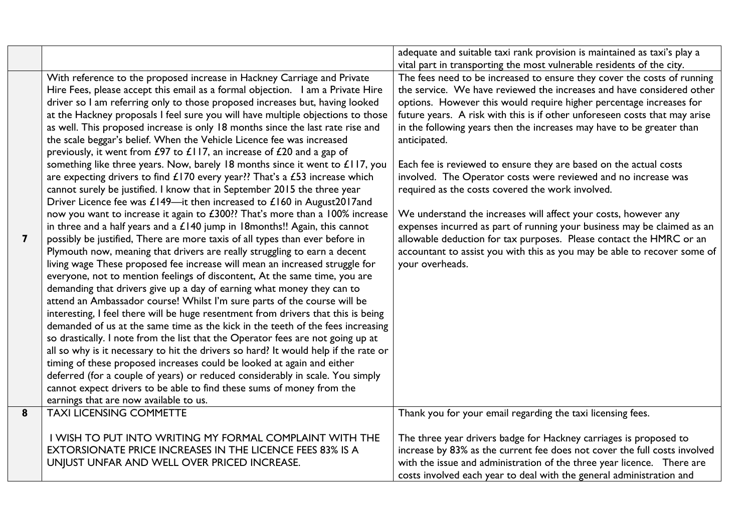| | | |
|---|---|---|
| | | adequate and suitable taxi rank provision is maintained as taxi's play a vital part in transporting the most vulnerable residents of the city. |
| **7** | With reference to the proposed increase in Hackney Carriage and Private Hire Fees, please accept this email as a formal objection. I am a Private Hire driver so I am referring only to those proposed increases but, having looked at the Hackney proposals I feel sure you will have multiple objections to those as well. This proposed increase is only 18 months since the last rate rise and the scale beggar's belief. When the Vehicle Licence fee was increased previously, it went from £97 to £117, an increase of £20 and a gap of something like three years. Now, barely 18 months since it went to £117, you are expecting drivers to find £170 every year?? That's a £53 increase which cannot surely be justified. I know that in September 2015 the three year Driver Licence fee was £149—it then increased to £160 in August2017and now you want to increase it again to £300?? That's more than a 100% increase in three and a half years and a £140 jump in 18months!! Again, this cannot possibly be justified, There are more taxis of all types than ever before in Plymouth now, meaning that drivers are really struggling to earn a decent living wage These proposed fee increase will mean an increased struggle for everyone, not to mention feelings of discontent, At the same time, you are demanding that drivers give up a day of earning what money they can to attend an Ambassador course! Whilst I'm sure parts of the course will be interesting, I feel there will be huge resentment from drivers that this is being demanded of us at the same time as the kick in the teeth of the fees increasing so drastically. I note from the list that the Operator fees are not going up at all so why is it necessary to hit the drivers so hard? It would help if the rate or timing of these proposed increases could be looked at again and either deferred (for a couple of years) or reduced considerably in scale. You simply cannot expect drivers to be able to find these sums of money from the earnings that are now available to us. | The fees need to be increased to ensure they cover the costs of running the service. We have reviewed the increases and have considered other options. However this would require higher percentage increases for future years. A risk with this is if other unforeseen costs that may arise in the following years then the increases may have to be greater than anticipated.<br><br>Each fee is reviewed to ensure they are based on the actual costs involved. The Operator costs were reviewed and no increase was required as the costs covered the work involved.<br><br>We understand the increases will affect your costs, however any expenses incurred as part of running your business may be claimed as an allowable deduction for tax purposes. Please contact the HMRC or an accountant to assist you with this as you may be able to recover some of your overheads. |
| **8** | TAXI LICENSING COMMETTE<br><br>I WISH TO PUT INTO WRITING MY FORMAL COMPLAINT WITH THE EXTORSIONATE PRICE INCREASES IN THE LICENCE FEES 83% IS A UNJUST UNFAR AND WELL OVER PRICED INCREASE. | Thank you for your email regarding the taxi licensing fees.<br><br>The three year drivers badge for Hackney carriages is proposed to increase by 83% as the current fee does not cover the full costs involved with the issue and administration of the three year licence. There are costs involved each year to deal with the general administration and |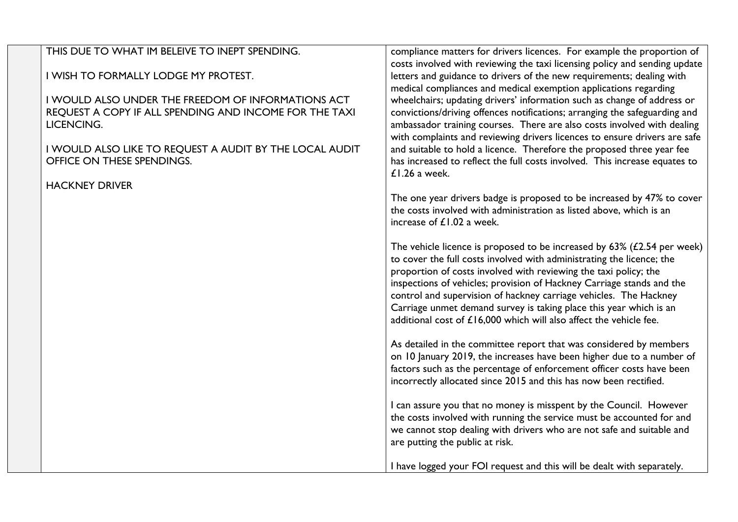| | | |
|---|---|---|
| | THIS DUE TO WHAT IM BELEIVE TO INEPT SPENDING.<br><br>I WISH TO FORMALLY LODGE MY PROTEST.<br><br>I WOULD ALSO UNDER THE FREEDOM OF INFORMATIONS ACT REQUEST A COPY IF ALL SPENDING AND INCOME FOR THE TAXI LICENCING.<br><br>I WOULD ALSO LIKE TO REQUEST A AUDIT BY THE LOCAL AUDIT OFFICE ON THESE SPENDINGS.<br><br>HACKNEY DRIVER | compliance matters for drivers licences. For example the proportion of costs involved with reviewing the taxi licensing policy and sending update letters and guidance to drivers of the new requirements; dealing with medical compliances and medical exemption applications regarding wheelchairs; updating drivers' information such as change of address or convictions/driving offences notifications; arranging the safeguarding and ambassador training courses. There are also costs involved with dealing with complaints and reviewing drivers licences to ensure drivers are safe and suitable to hold a licence. Therefore the proposed three year fee has increased to reflect the full costs involved. This increase equates to £1.26 a week.<br><br>The one year drivers badge is proposed to be increased by 47% to cover the costs involved with administration as listed above, which is an increase of £1.02 a week.<br><br>The vehicle licence is proposed to be increased by 63% (£2.54 per week) to cover the full costs involved with administrating the licence; the proportion of costs involved with reviewing the taxi policy; the inspections of vehicles; provision of Hackney Carriage stands and the control and supervision of hackney carriage vehicles. The Hackney Carriage unmet demand survey is taking place this year which is an additional cost of £16,000 which will also affect the vehicle fee.<br><br>As detailed in the committee report that was considered by members on 10 January 2019, the increases have been higher due to a number of factors such as the percentage of enforcement officer costs have been incorrectly allocated since 2015 and this has now been rectified.<br><br>I can assure you that no money is misspent by the Council. However the costs involved with running the service must be accounted for and we cannot stop dealing with drivers who are not safe and suitable and are putting the public at risk.<br><br>I have logged your FOI request and this will be dealt with separately. |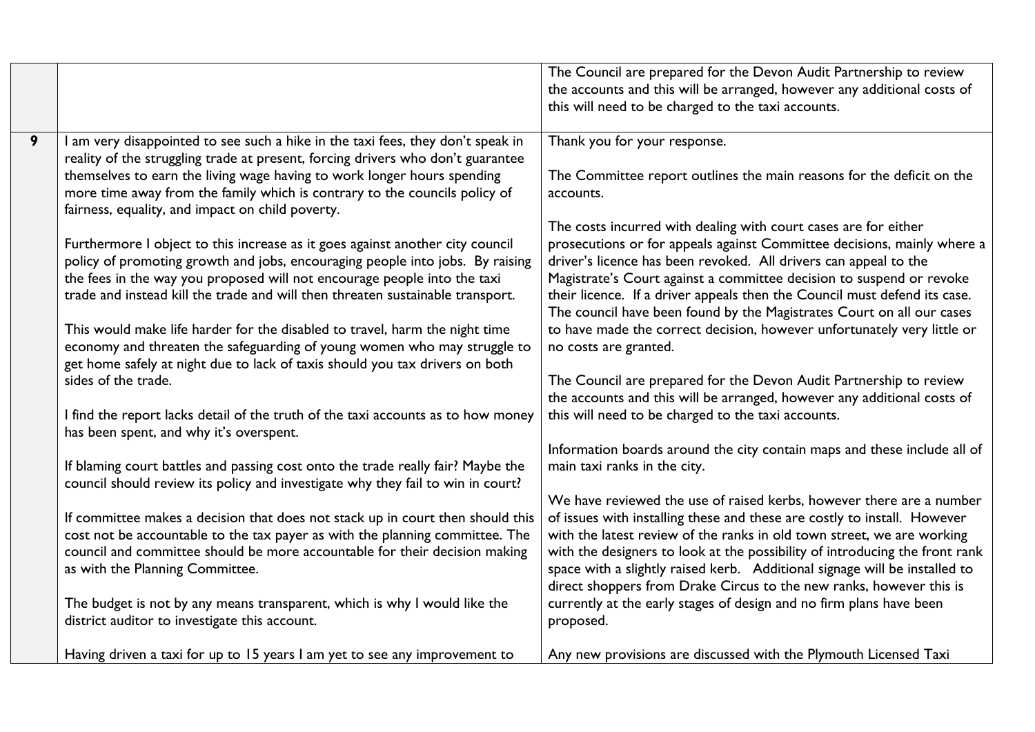| | | |
|---|---|---|
| | | The Council are prepared for the Devon Audit Partnership to review the accounts and this will be arranged, however any additional costs of this will need to be charged to the taxi accounts. |
| **9** | I am very disappointed to see such a hike in the taxi fees, they don't speak in reality of the struggling trade at present, forcing drivers who don't guarantee themselves to earn the living wage having to work longer hours spending more time away from the family which is contrary to the councils policy of fairness, equality, and impact on child poverty.<br><br>Furthermore I object to this increase as it goes against another city council policy of promoting growth and jobs, encouraging people into jobs. By raising the fees in the way you proposed will not encourage people into the taxi trade and instead kill the trade and will then threaten sustainable transport.<br><br>This would make life harder for the disabled to travel, harm the night time economy and threaten the safeguarding of young women who may struggle to get home safely at night due to lack of taxis should you tax drivers on both sides of the trade.<br><br>I find the report lacks detail of the truth of the taxi accounts as to how money has been spent, and why it's overspent.<br><br>If blaming court battles and passing cost onto the trade really fair? Maybe the council should review its policy and investigate why they fail to win in court?<br><br>If committee makes a decision that does not stack up in court then should this cost not be accountable to the tax payer as with the planning committee. The council and committee should be more accountable for their decision making as with the Planning Committee.<br><br>The budget is not by any means transparent, which is why I would like the district auditor to investigate this account.<br><br>Having driven a taxi for up to 15 years I am yet to see any improvement to | Thank you for your response.<br><br>The Committee report outlines the main reasons for the deficit on the accounts.<br><br>The costs incurred with dealing with court cases are for either prosecutions or for appeals against Committee decisions, mainly where a driver's licence has been revoked. All drivers can appeal to the Magistrate's Court against a committee decision to suspend or revoke their licence. If a driver appeals then the Council must defend its case. The council have been found by the Magistrates Court on all our cases to have made the correct decision, however unfortunately very little or no costs are granted.<br><br>The Council are prepared for the Devon Audit Partnership to review the accounts and this will be arranged, however any additional costs of this will need to be charged to the taxi accounts.<br><br>Information boards around the city contain maps and these include all of main taxi ranks in the city.<br><br>We have reviewed the use of raised kerbs, however there are a number of issues with installing these and these are costly to install. However with the latest review of the ranks in old town street, we are working with the designers to look at the possibility of introducing the front rank space with a slightly raised kerb. Additional signage will be installed to direct shoppers from Drake Circus to the new ranks, however this is currently at the early stages of design and no firm plans have been proposed.<br><br>Any new provisions are discussed with the Plymouth Licensed Taxi |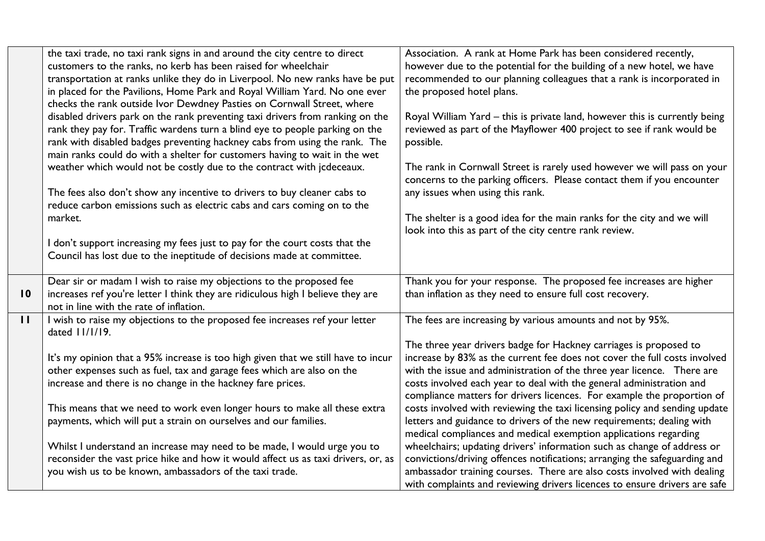| | | |
|---|---|---|
| | the taxi trade, no taxi rank signs in and around the city centre to direct customers to the ranks, no kerb has been raised for wheelchair transportation at ranks unlike they do in Liverpool. No new ranks have be put in placed for the Pavilions, Home Park and Royal William Yard. No one ever checks the rank outside Ivor Dewdney Pasties on Cornwall Street, where disabled drivers park on the rank preventing taxi drivers from ranking on the rank they pay for. Traffic wardens turn a blind eye to people parking on the rank with disabled badges preventing hackney cabs from using the rank. The main ranks could do with a shelter for customers having to wait in the wet weather which would not be costly due to the contract with jcdeceaux.<br><br>The fees also don't show any incentive to drivers to buy cleaner cabs to reduce carbon emissions such as electric cabs and cars coming on to the market.<br><br>I don't support increasing my fees just to pay for the court costs that the Council has lost due to the ineptitude of decisions made at committee. | Association. A rank at Home Park has been considered recently, however due to the potential for the building of a new hotel, we have recommended to our planning colleagues that a rank is incorporated in the proposed hotel plans.<br><br>Royal William Yard – this is private land, however this is currently being reviewed as part of the Mayflower 400 project to see if rank would be possible.<br><br>The rank in Cornwall Street is rarely used however we will pass on your concerns to the parking officers. Please contact them if you encounter any issues when using this rank.<br><br>The shelter is a good idea for the main ranks for the city and we will look into this as part of the city centre rank review. |
| 10 | Dear sir or madam I wish to raise my objections to the proposed fee increases ref you're letter I think they are ridiculous high I believe they are not in line with the rate of inflation. | Thank you for your response. The proposed fee increases are higher than inflation as they need to ensure full cost recovery. |
| 11 | I wish to raise my objections to the proposed fee increases ref your letter dated 11/1/19.<br><br>It's my opinion that a 95% increase is too high given that we still have to incur other expenses such as fuel, tax and garage fees which are also on the increase and there is no change in the hackney fare prices.<br><br>This means that we need to work even longer hours to make all these extra payments, which will put a strain on ourselves and our families.<br><br>Whilst I understand an increase may need to be made, I would urge you to reconsider the vast price hike and how it would affect us as taxi drivers, or, as you wish us to be known, ambassadors of the taxi trade. | The fees are increasing by various amounts and not by 95%.<br><br>The three year drivers badge for Hackney carriages is proposed to increase by 83% as the current fee does not cover the full costs involved with the issue and administration of the three year licence. There are costs involved each year to deal with the general administration and compliance matters for drivers licences. For example the proportion of costs involved with reviewing the taxi licensing policy and sending update letters and guidance to drivers of the new requirements; dealing with medical compliances and medical exemption applications regarding wheelchairs; updating drivers' information such as change of address or convictions/driving offences notifications; arranging the safeguarding and ambassador training courses. There are also costs involved with dealing with complaints and reviewing drivers licences to ensure drivers are safe |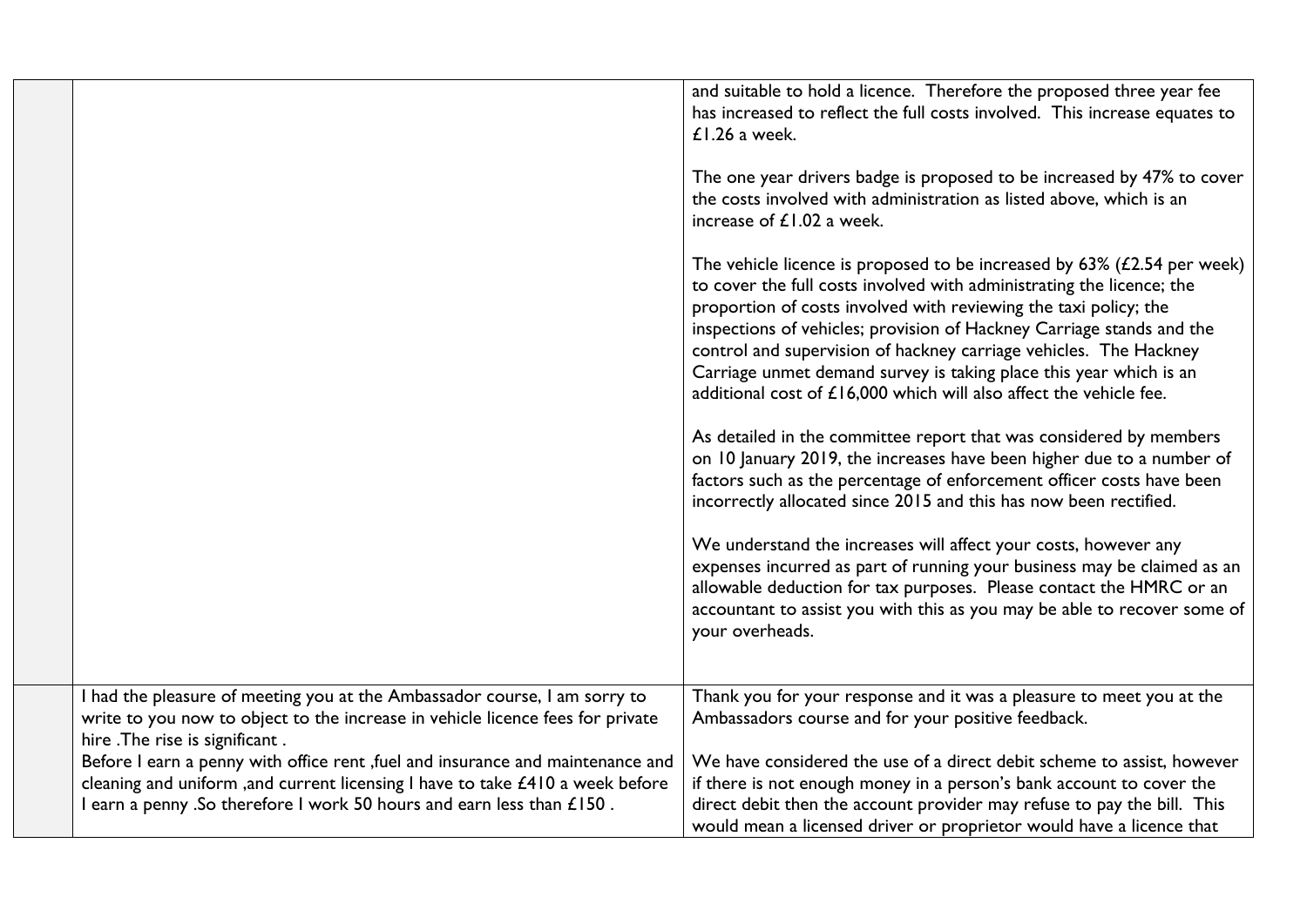| | | |
|---|---|---|
| | | and suitable to hold a licence. Therefore the proposed three year fee has increased to reflect the full costs involved. This increase equates to £1.26 a week.<br><br>The one year drivers badge is proposed to be increased by 47% to cover the costs involved with administration as listed above, which is an increase of £1.02 a week.<br><br>The vehicle licence is proposed to be increased by 63% (£2.54 per week) to cover the full costs involved with administrating the licence; the proportion of costs involved with reviewing the taxi policy; the inspections of vehicles; provision of Hackney Carriage stands and the control and supervision of hackney carriage vehicles. The Hackney Carriage unmet demand survey is taking place this year which is an additional cost of £16,000 which will also affect the vehicle fee.<br><br>As detailed in the committee report that was considered by members on 10 January 2019, the increases have been higher due to a number of factors such as the percentage of enforcement officer costs have been incorrectly allocated since 2015 and this has now been rectified.<br><br>We understand the increases will affect your costs, however any expenses incurred as part of running your business may be claimed as an allowable deduction for tax purposes. Please contact the HMRC or an accountant to assist you with this as you may be able to recover some of your overheads. |
| | I had the pleasure of meeting you at the Ambassador course, I am sorry to write to you now to object to the increase in vehicle licence fees for private hire .The rise is significant .<br>Before I earn a penny with office rent ,fuel and insurance and maintenance and cleaning and uniform ,and current licensing I have to take £410 a week before I earn a penny .So therefore I work 50 hours and earn less than £150 . | Thank you for your response and it was a pleasure to meet you at the Ambassadors course and for your positive feedback.<br><br>We have considered the use of a direct debit scheme to assist, however if there is not enough money in a person's bank account to cover the direct debit then the account provider may refuse to pay the bill. This would mean a licensed driver or proprietor would have a licence that |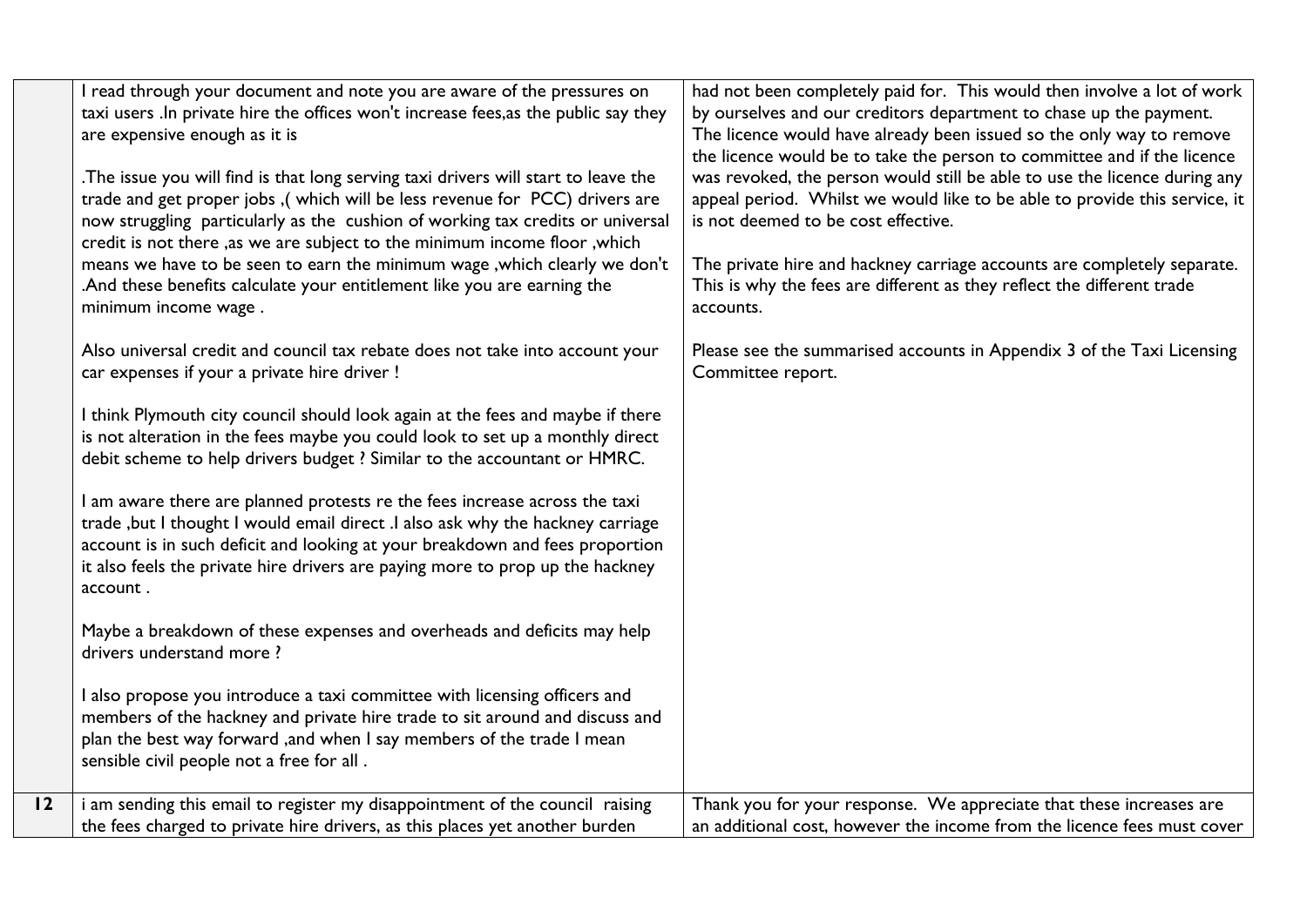| | | |
|---|---|---|
| | I read through your document and note you are aware of the pressures on taxi users .In private hire the offices won't increase fees,as the public say they are expensive enough as it is<br><br>.The issue you will find is that long serving taxi drivers will start to leave the trade and get proper jobs ,( which will be less revenue for PCC) drivers are now struggling particularly as the cushion of working tax credits or universal credit is not there ,as we are subject to the minimum income floor ,which means we have to be seen to earn the minimum wage ,which clearly we don't .And these benefits calculate your entitlement like you are earning the minimum income wage .<br><br>Also universal credit and council tax rebate does not take into account your car expenses if your a private hire driver !<br><br>I think Plymouth city council should look again at the fees and maybe if there is not alteration in the fees maybe you could look to set up a monthly direct debit scheme to help drivers budget ? Similar to the accountant or HMRC.<br><br>I am aware there are planned protests re the fees increase across the taxi trade ,but I thought I would email direct .I also ask why the hackney carriage account is in such deficit and looking at your breakdown and fees proportion it also feels the private hire drivers are paying more to prop up the hackney account .<br><br>Maybe a breakdown of these expenses and overheads and deficits may help drivers understand more ?<br><br>I also propose you introduce a taxi committee with licensing officers and members of the hackney and private hire trade to sit around and discuss and plan the best way forward ,and when I say members of the trade I mean sensible civil people not a free for all . | had not been completely paid for. This would then involve a lot of work by ourselves and our creditors department to chase up the payment. The licence would have already been issued so the only way to remove the licence would be to take the person to committee and if the licence was revoked, the person would still be able to use the licence during any appeal period. Whilst we would like to be able to provide this service, it is not deemed to be cost effective.<br><br>The private hire and hackney carriage accounts are completely separate. This is why the fees are different as they reflect the different trade accounts.<br><br>Please see the summarised accounts in Appendix 3 of the Taxi Licensing Committee report. |
| **12** | i am sending this email to register my disappointment of the council raising the fees charged to private hire drivers, as this places yet another burden | Thank you for your response. We appreciate that these increases are an additional cost, however the income from the licence fees must cover |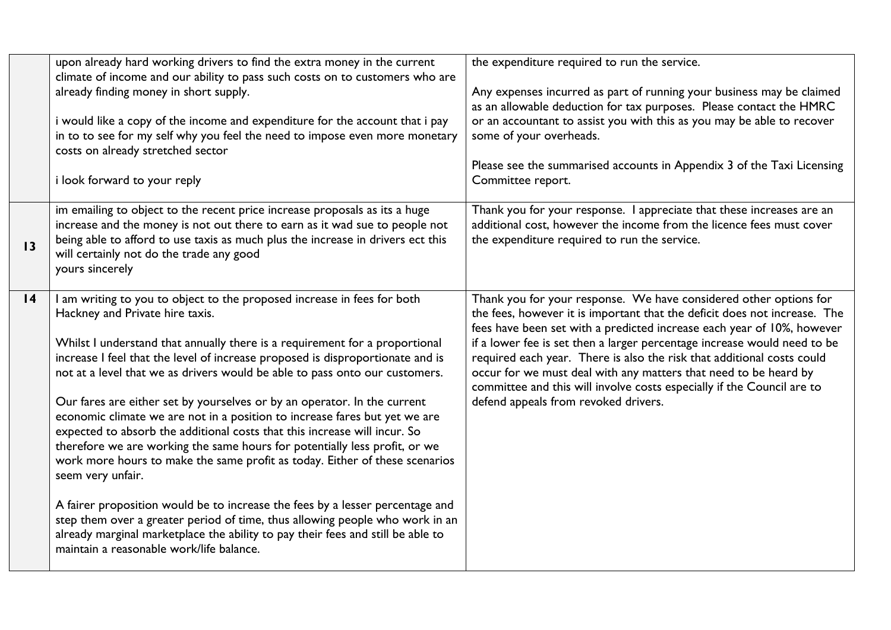| | | |
|---|---|---|
| | upon already hard working drivers to find the extra money in the current climate of income and our ability to pass such costs on to customers who are already finding money in short supply.<br><br>i would like a copy of the income and expenditure for the account that i pay in to to see for my self why you feel the need to impose even more monetary costs on already stretched sector<br><br>i look forward to your reply | the expenditure required to run the service.<br><br>Any expenses incurred as part of running your business may be claimed as an allowable deduction for tax purposes. Please contact the HMRC or an accountant to assist you with this as you may be able to recover some of your overheads.<br><br>Please see the summarised accounts in Appendix 3 of the Taxi Licensing Committee report. |
| **13** | im emailing to object to the recent price increase proposals as its a huge increase and the money is not out there to earn as it wad sue to people not being able to afford to use taxis as much plus the increase in drivers ect this will certainly not do the trade any good<br>yours sincerely | Thank you for your response. I appreciate that these increases are an additional cost, however the income from the licence fees must cover the expenditure required to run the service. |
| **14** | I am writing to you to object to the proposed increase in fees for both Hackney and Private hire taxis.<br><br>Whilst I understand that annually there is a requirement for a proportional increase I feel that the level of increase proposed is disproportionate and is not at a level that we as drivers would be able to pass onto our customers.<br><br>Our fares are either set by yourselves or by an operator. In the current economic climate we are not in a position to increase fares but yet we are expected to absorb the additional costs that this increase will incur. So therefore we are working the same hours for potentially less profit, or we work more hours to make the same profit as today. Either of these scenarios seem very unfair.<br><br>A fairer proposition would be to increase the fees by a lesser percentage and step them over a greater period of time, thus allowing people who work in an already marginal marketplace the ability to pay their fees and still be able to maintain a reasonable work/life balance. | Thank you for your response. We have considered other options for the fees, however it is important that the deficit does not increase. The fees have been set with a predicted increase each year of 10%, however if a lower fee is set then a larger percentage increase would need to be required each year. There is also the risk that additional costs could occur for we must deal with any matters that need to be heard by committee and this will involve costs especially if the Council are to defend appeals from revoked drivers. |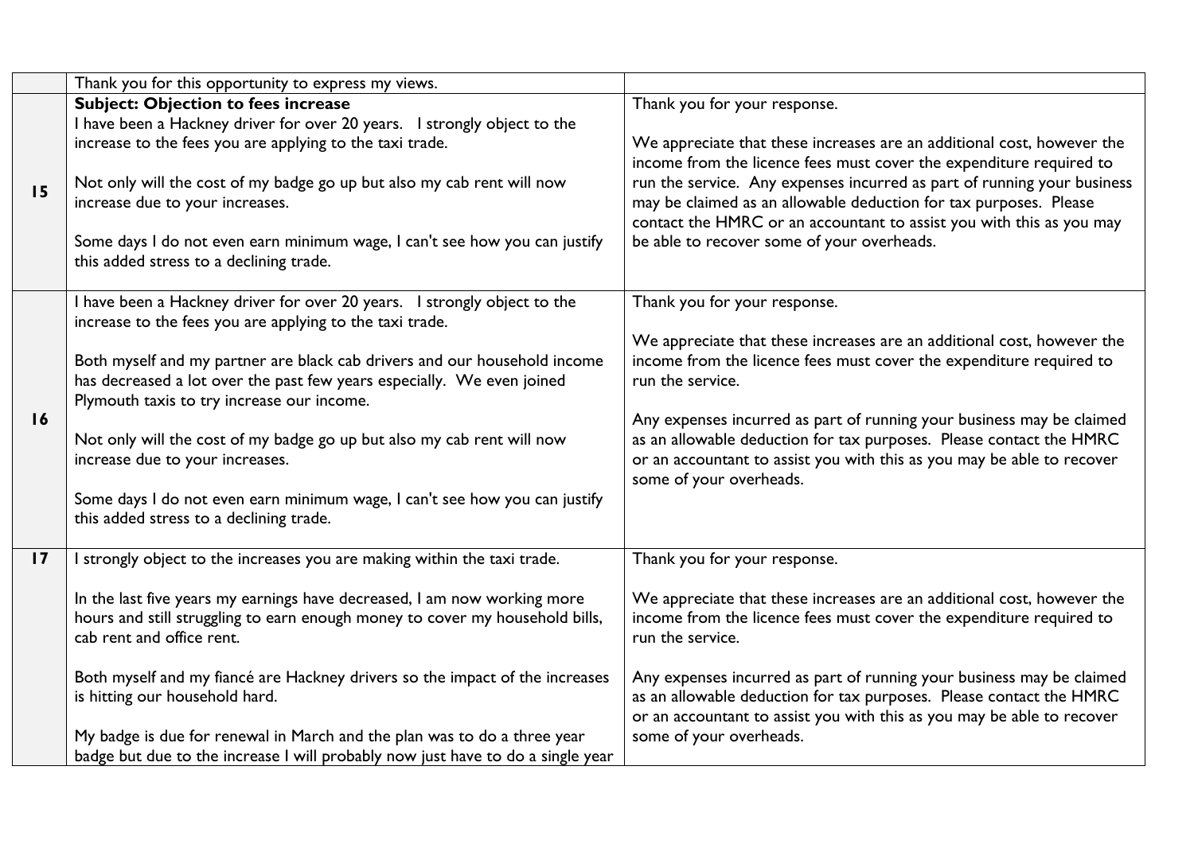| | | |
|---|---|---|
| | Thank you for this opportunity to express my views. | |
| 15 | **Subject: Objection to fees increase**<br>I have been a Hackney driver for over 20 years. I strongly object to the increase to the fees you are applying to the taxi trade.<br><br>Not only will the cost of my badge go up but also my cab rent will now increase due to your increases.<br><br>Some days I do not even earn minimum wage, I can't see how you can justify this added stress to a declining trade. | Thank you for your response.<br><br>We appreciate that these increases are an additional cost, however the income from the licence fees must cover the expenditure required to run the service. Any expenses incurred as part of running your business may be claimed as an allowable deduction for tax purposes. Please contact the HMRC or an accountant to assist you with this as you may be able to recover some of your overheads. |
| 16 | I have been a Hackney driver for over 20 years. I strongly object to the increase to the fees you are applying to the taxi trade.<br><br>Both myself and my partner are black cab drivers and our household income has decreased a lot over the past few years especially. We even joined Plymouth taxis to try increase our income.<br><br>Not only will the cost of my badge go up but also my cab rent will now increase due to your increases.<br><br>Some days I do not even earn minimum wage, I can't see how you can justify this added stress to a declining trade. | Thank you for your response.<br><br>We appreciate that these increases are an additional cost, however the income from the licence fees must cover the expenditure required to run the service.<br><br>Any expenses incurred as part of running your business may be claimed as an allowable deduction for tax purposes. Please contact the HMRC or an accountant to assist you with this as you may be able to recover some of your overheads. |
| 17 | I strongly object to the increases you are making within the taxi trade.<br><br>In the last five years my earnings have decreased, I am now working more hours and still struggling to earn enough money to cover my household bills, cab rent and office rent.<br><br>Both myself and my fiancé are Hackney drivers so the impact of the increases is hitting our household hard.<br><br>My badge is due for renewal in March and the plan was to do a three year badge but due to the increase I will probably now just have to do a single year | Thank you for your response.<br><br>We appreciate that these increases are an additional cost, however the income from the licence fees must cover the expenditure required to run the service.<br><br>Any expenses incurred as part of running your business may be claimed as an allowable deduction for tax purposes. Please contact the HMRC or an accountant to assist you with this as you may be able to recover some of your overheads. |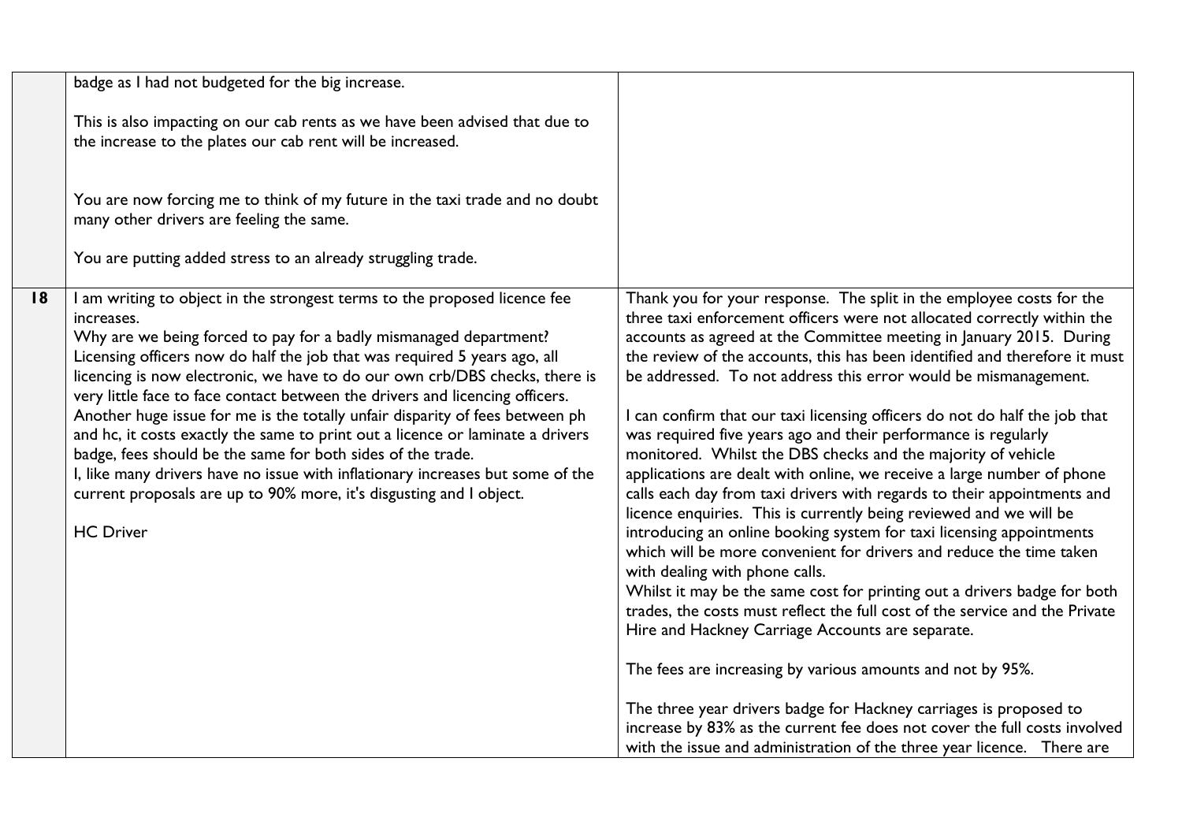| | | |
|---|---|---|
| | badge as I had not budgeted for the big increase.<br><br>This is also impacting on our cab rents as we have been advised that due to the increase to the plates our cab rent will be increased.<br><br>You are now forcing me to think of my future in the taxi trade and no doubt many other drivers are feeling the same.<br><br>You are putting added stress to an already struggling trade. | |
| **18** | I am writing to object in the strongest terms to the proposed licence fee increases.<br>Why are we being forced to pay for a badly mismanaged department?<br>Licensing officers now do half the job that was required 5 years ago, all licencing is now electronic, we have to do our own crb/DBS checks, there is very little face to face contact between the drivers and licencing officers.<br>Another huge issue for me is the totally unfair disparity of fees between ph and hc, it costs exactly the same to print out a licence or laminate a drivers badge, fees should be the same for both sides of the trade.<br>I, like many drivers have no issue with inflationary increases but some of the current proposals are up to 90% more, it's disgusting and I object.<br><br>HC Driver | Thank you for your response. The split in the employee costs for the three taxi enforcement officers were not allocated correctly within the accounts as agreed at the Committee meeting in January 2015. During the review of the accounts, this has been identified and therefore it must be addressed. To not address this error would be mismanagement.<br><br>I can confirm that our taxi licensing officers do not do half the job that was required five years ago and their performance is regularly monitored. Whilst the DBS checks and the majority of vehicle applications are dealt with online, we receive a large number of phone calls each day from taxi drivers with regards to their appointments and licence enquiries. This is currently being reviewed and we will be introducing an online booking system for taxi licensing appointments which will be more convenient for drivers and reduce the time taken with dealing with phone calls.<br>Whilst it may be the same cost for printing out a drivers badge for both trades, the costs must reflect the full cost of the service and the Private Hire and Hackney Carriage Accounts are separate.<br><br>The fees are increasing by various amounts and not by 95%.<br><br>The three year drivers badge for Hackney carriages is proposed to increase by 83% as the current fee does not cover the full costs involved with the issue and administration of the three year licence. There are |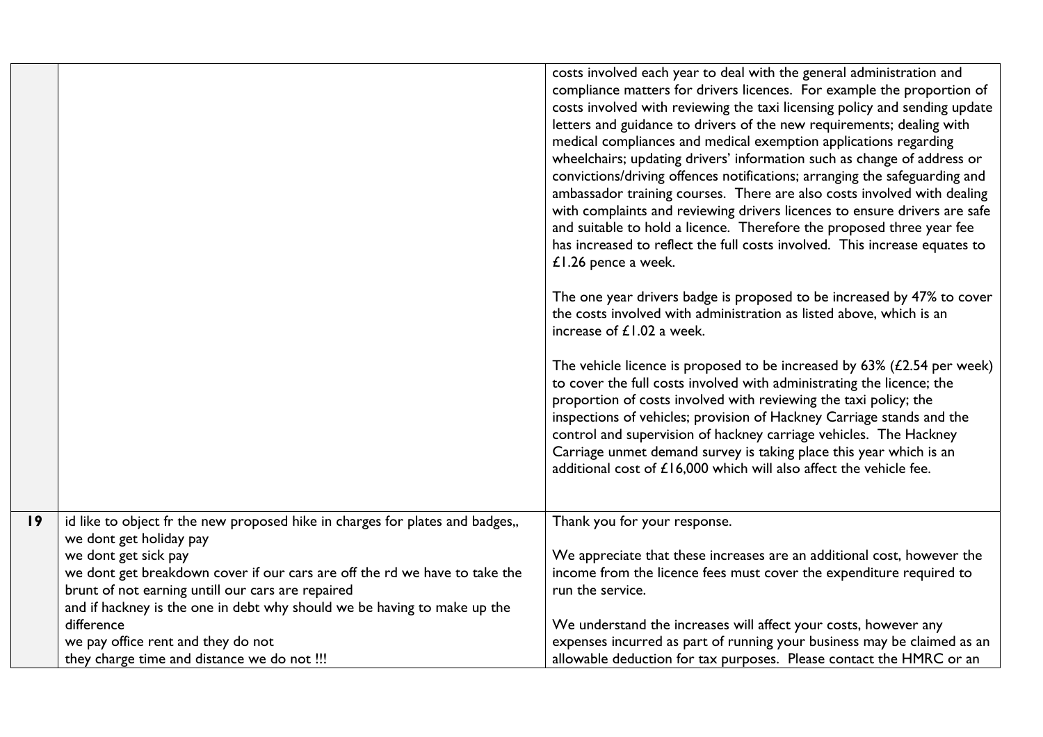| | | |
|---|---|---|
| | | costs involved each year to deal with the general administration and compliance matters for drivers licences. For example the proportion of costs involved with reviewing the taxi licensing policy and sending update letters and guidance to drivers of the new requirements; dealing with medical compliances and medical exemption applications regarding wheelchairs; updating drivers' information such as change of address or convictions/driving offences notifications; arranging the safeguarding and ambassador training courses. There are also costs involved with dealing with complaints and reviewing drivers licences to ensure drivers are safe and suitable to hold a licence. Therefore the proposed three year fee has increased to reflect the full costs involved. This increase equates to £1.26 pence a week.<br><br>The one year drivers badge is proposed to be increased by 47% to cover the costs involved with administration as listed above, which is an increase of £1.02 a week.<br><br>The vehicle licence is proposed to be increased by 63% (£2.54 per week) to cover the full costs involved with administrating the licence; the proportion of costs involved with reviewing the taxi policy; the inspections of vehicles; provision of Hackney Carriage stands and the control and supervision of hackney carriage vehicles. The Hackney Carriage unmet demand survey is taking place this year which is an additional cost of £16,000 which will also affect the vehicle fee. |
| 19 | id like to object fr the new proposed hike in charges for plates and badges,,<br>we dont get holiday pay<br>we dont get sick pay<br>we dont get breakdown cover if our cars are off the rd we have to take the brunt of not earning untill our cars are repaired<br>and if hackney is the one in debt why should we be having to make up the difference<br>we pay office rent and they do not<br>they charge time and distance we do not !!! | Thank you for your response.<br><br>We appreciate that these increases are an additional cost, however the income from the licence fees must cover the expenditure required to run the service.<br><br>We understand the increases will affect your costs, however any expenses incurred as part of running your business may be claimed as an allowable deduction for tax purposes. Please contact the HMRC or an |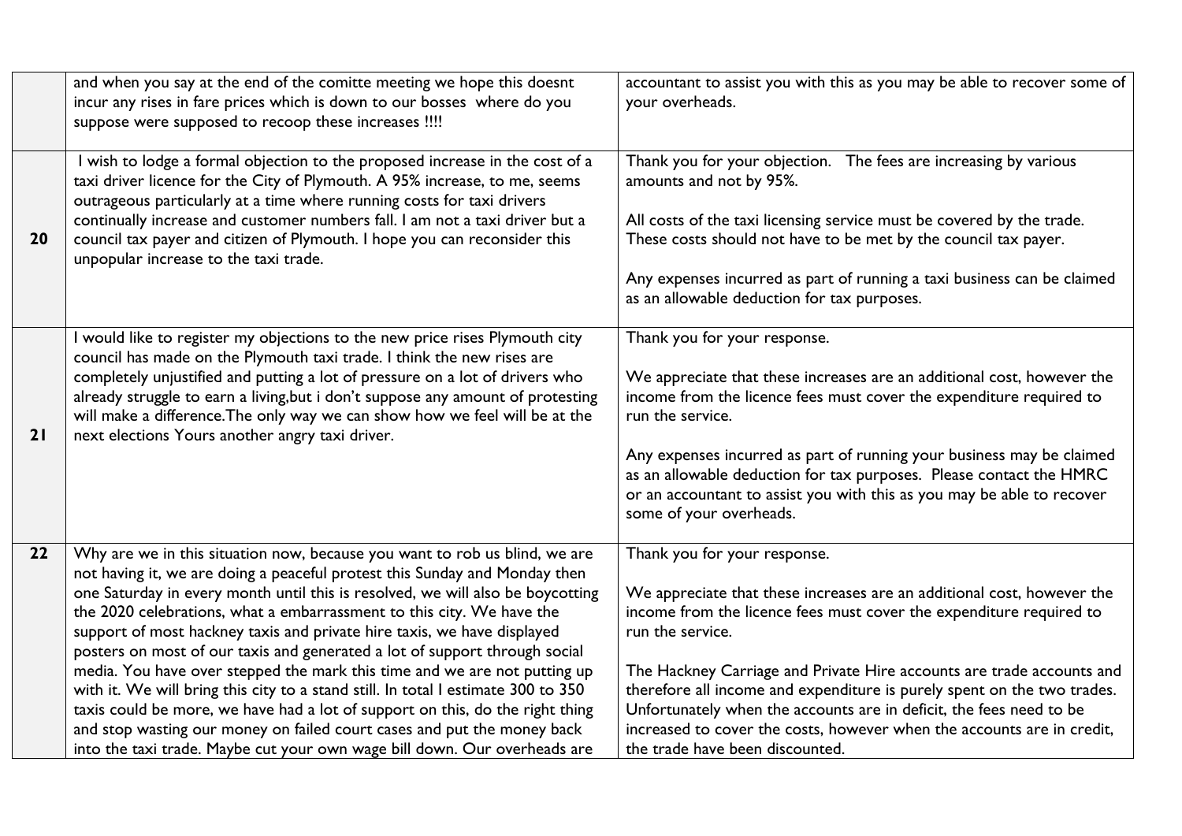| | | |
|---|---|---|
| | and when you say at the end of the comitte meeting we hope this doesnt incur any rises in fare prices which is down to our bosses where do you suppose were supposed to recoop these increases !!!! | accountant to assist you with this as you may be able to recover some of your overheads. |
| **20** | I wish to lodge a formal objection to the proposed increase in the cost of a taxi driver licence for the City of Plymouth. A 95% increase, to me, seems outrageous particularly at a time where running costs for taxi drivers continually increase and customer numbers fall. I am not a taxi driver but a council tax payer and citizen of Plymouth. I hope you can reconsider this unpopular increase to the taxi trade. | Thank you for your objection. The fees are increasing by various amounts and not by 95%.<br><br>All costs of the taxi licensing service must be covered by the trade. These costs should not have to be met by the council tax payer.<br><br>Any expenses incurred as part of running a taxi business can be claimed as an allowable deduction for tax purposes. |
| **21** | I would like to register my objections to the new price rises Plymouth city council has made on the Plymouth taxi trade. I think the new rises are completely unjustified and putting a lot of pressure on a lot of drivers who already struggle to earn a living,but i don't suppose any amount of protesting will make a difference.The only way we can show how we feel will be at the next elections Yours another angry taxi driver. | Thank you for your response.<br><br>We appreciate that these increases are an additional cost, however the income from the licence fees must cover the expenditure required to run the service.<br><br>Any expenses incurred as part of running your business may be claimed as an allowable deduction for tax purposes. Please contact the HMRC or an accountant to assist you with this as you may be able to recover some of your overheads. |
| **22** | Why are we in this situation now, because you want to rob us blind, we are not having it, we are doing a peaceful protest this Sunday and Monday then one Saturday in every month until this is resolved, we will also be boycotting the 2020 celebrations, what a embarrassment to this city. We have the support of most hackney taxis and private hire taxis, we have displayed posters on most of our taxis and generated a lot of support through social media. You have over stepped the mark this time and we are not putting up with it. We will bring this city to a stand still. In total I estimate 300 to 350 taxis could be more, we have had a lot of support on this, do the right thing and stop wasting our money on failed court cases and put the money back into the taxi trade. Maybe cut your own wage bill down. Our overheads are | Thank you for your response.<br><br>We appreciate that these increases are an additional cost, however the income from the licence fees must cover the expenditure required to run the service.<br><br>The Hackney Carriage and Private Hire accounts are trade accounts and therefore all income and expenditure is purely spent on the two trades. Unfortunately when the accounts are in deficit, the fees need to be increased to cover the costs, however when the accounts are in credit, the trade have been discounted. |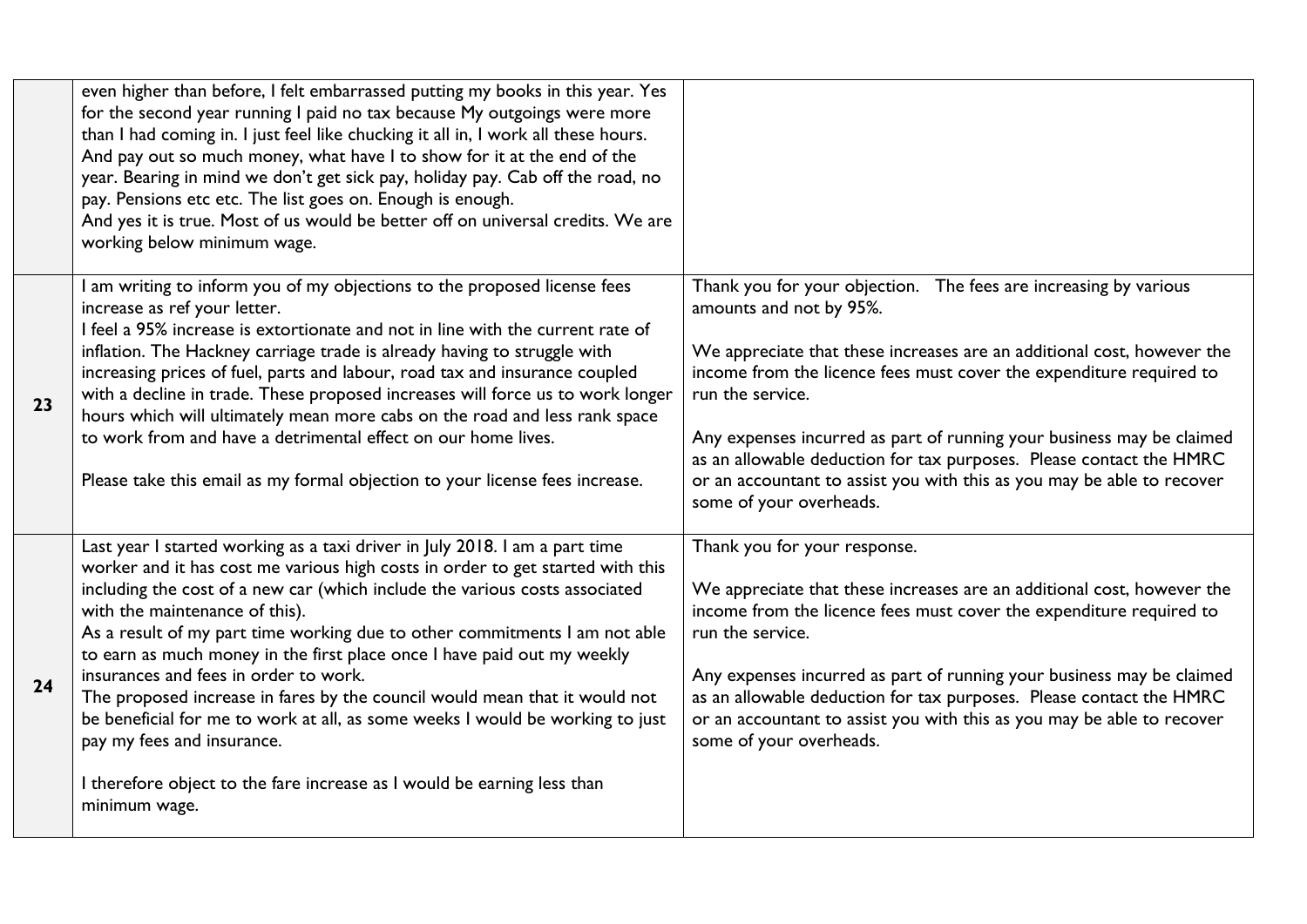| | | |
|---|---|---|
| | even higher than before, I felt embarrassed putting my books in this year. Yes for the second year running I paid no tax because My outgoings were more than I had coming in. I just feel like chucking it all in, I work all these hours. And pay out so much money, what have I to show for it at the end of the year. Bearing in mind we don't get sick pay, holiday pay. Cab off the road, no pay. Pensions etc etc. The list goes on. Enough is enough.<br>And yes it is true. Most of us would be better off on universal credits. We are working below minimum wage. | |
| **23** | I am writing to inform you of my objections to the proposed license fees increase as ref your letter.<br>I feel a 95% increase is extortionate and not in line with the current rate of inflation. The Hackney carriage trade is already having to struggle with increasing prices of fuel, parts and labour, road tax and insurance coupled with a decline in trade. These proposed increases will force us to work longer hours which will ultimately mean more cabs on the road and less rank space to work from and have a detrimental effect on our home lives.<br><br>Please take this email as my formal objection to your license fees increase. | Thank you for your objection. The fees are increasing by various amounts and not by 95%.<br><br>We appreciate that these increases are an additional cost, however the income from the licence fees must cover the expenditure required to run the service.<br><br>Any expenses incurred as part of running your business may be claimed as an allowable deduction for tax purposes. Please contact the HMRC or an accountant to assist you with this as you may be able to recover some of your overheads. |
| **24** | Last year I started working as a taxi driver in July 2018. I am a part time worker and it has cost me various high costs in order to get started with this including the cost of a new car (which include the various costs associated with the maintenance of this).<br>As a result of my part time working due to other commitments I am not able to earn as much money in the first place once I have paid out my weekly insurances and fees in order to work.<br>The proposed increase in fares by the council would mean that it would not be beneficial for me to work at all, as some weeks I would be working to just pay my fees and insurance.<br><br>I therefore object to the fare increase as I would be earning less than minimum wage. | Thank you for your response.<br><br>We appreciate that these increases are an additional cost, however the income from the licence fees must cover the expenditure required to run the service.<br><br>Any expenses incurred as part of running your business may be claimed as an allowable deduction for tax purposes. Please contact the HMRC or an accountant to assist you with this as you may be able to recover some of your overheads. |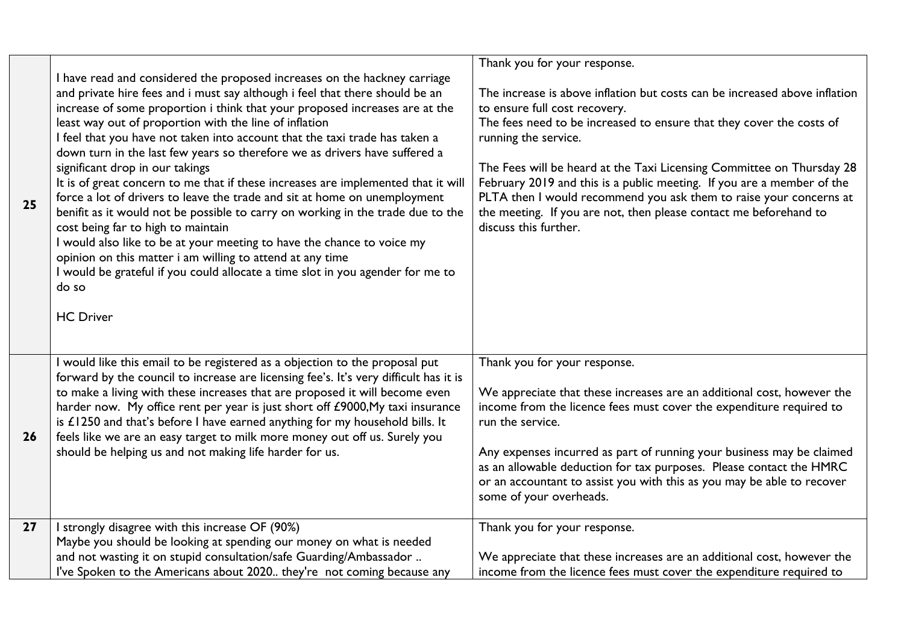| | | |
|---|---|---|
| 25 | I have read and considered the proposed increases on the hackney carriage and private hire fees and i must say although i feel that there should be an increase of some proportion i think that your proposed increases are at the least way out of proportion with the line of inflation<br>I feel that you have not taken into account that the taxi trade has taken a down turn in the last few years so therefore we as drivers have suffered a significant drop in our takings<br>It is of great concern to me that if these increases are implemented that it will force a lot of drivers to leave the trade and sit at home on unemployment benifit as it would not be possible to carry on working in the trade due to the cost being far to high to maintain<br>I would also like to be at your meeting to have the chance to voice my opinion on this matter i am willing to attend at any time<br>I would be grateful if you could allocate a time slot in you agender for me to do so<br><br>HC Driver | Thank you for your response.<br><br>The increase is above inflation but costs can be increased above inflation to ensure full cost recovery.<br>The fees need to be increased to ensure that they cover the costs of running the service.<br><br>The Fees will be heard at the Taxi Licensing Committee on Thursday 28 February 2019 and this is a public meeting. If you are a member of the PLTA then I would recommend you ask them to raise your concerns at the meeting. If you are not, then please contact me beforehand to discuss this further. |
| 26 | I would like this email to be registered as a objection to the proposal put forward by the council to increase are licensing fee's. It's very difficult has it is to make a living with these increases that are proposed it will become even harder now. My office rent per year is just short off £9000,My taxi insurance is £1250 and that's before I have earned anything for my household bills. It feels like we are an easy target to milk more money out off us. Surely you should be helping us and not making life harder for us. | Thank you for your response.<br><br>We appreciate that these increases are an additional cost, however the income from the licence fees must cover the expenditure required to run the service.<br><br>Any expenses incurred as part of running your business may be claimed as an allowable deduction for tax purposes. Please contact the HMRC or an accountant to assist you with this as you may be able to recover some of your overheads. |
| 27 | I strongly disagree with this increase OF (90%)<br>Maybe you should be looking at spending our money on what is needed and not wasting it on stupid consultation/safe Guarding/Ambassador ..<br>I've Spoken to the Americans about 2020.. they're not coming because any | Thank you for your response.<br><br>We appreciate that these increases are an additional cost, however the income from the licence fees must cover the expenditure required to |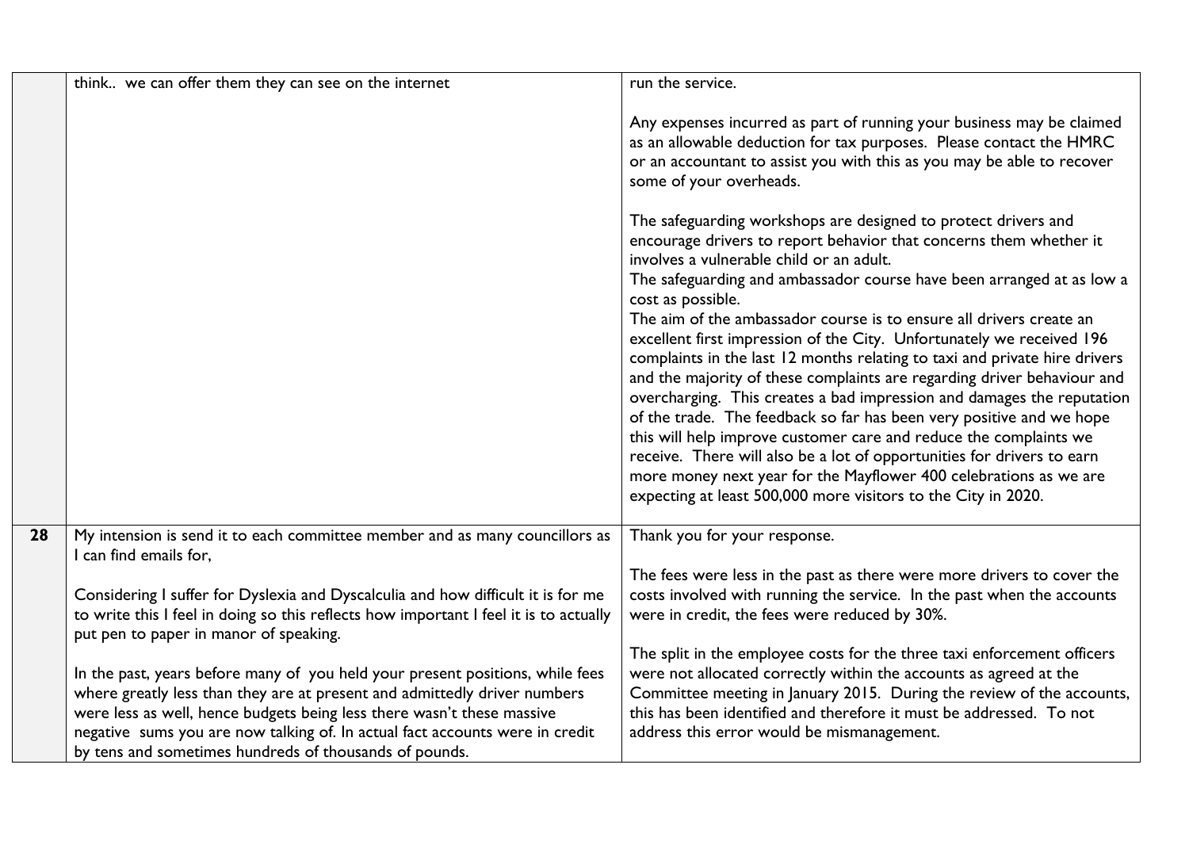| | | |
|---|---|---|
| | think.. we can offer them they can see on the internet | run the service.<br><br>Any expenses incurred as part of running your business may be claimed as an allowable deduction for tax purposes. Please contact the HMRC or an accountant to assist you with this as you may be able to recover some of your overheads.<br><br>The safeguarding workshops are designed to protect drivers and encourage drivers to report behavior that concerns them whether it involves a vulnerable child or an adult.<br>The safeguarding and ambassador course have been arranged at as low a cost as possible.<br>The aim of the ambassador course is to ensure all drivers create an excellent first impression of the City. Unfortunately we received 196 complaints in the last 12 months relating to taxi and private hire drivers and the majority of these complaints are regarding driver behaviour and overcharging. This creates a bad impression and damages the reputation of the trade. The feedback so far has been very positive and we hope this will help improve customer care and reduce the complaints we receive. There will also be a lot of opportunities for drivers to earn more money next year for the Mayflower 400 celebrations as we are expecting at least 500,000 more visitors to the City in 2020. |
| **28** | My intension is send it to each committee member and as many councillors as I can find emails for,<br><br>Considering I suffer for Dyslexia and Dyscalculia and how difficult it is for me to write this I feel in doing so this reflects how important I feel it is to actually put pen to paper in manor of speaking.<br><br>In the past, years before many of you held your present positions, while fees where greatly less than they are at present and admittedly driver numbers were less as well, hence budgets being less there wasn't these massive negative sums you are now talking of. In actual fact accounts were in credit by tens and sometimes hundreds of thousands of pounds. | Thank you for your response.<br><br>The fees were less in the past as there were more drivers to cover the costs involved with running the service. In the past when the accounts were in credit, the fees were reduced by 30%.<br><br>The split in the employee costs for the three taxi enforcement officers were not allocated correctly within the accounts as agreed at the Committee meeting in January 2015. During the review of the accounts, this has been identified and therefore it must be addressed. To not address this error would be mismanagement. |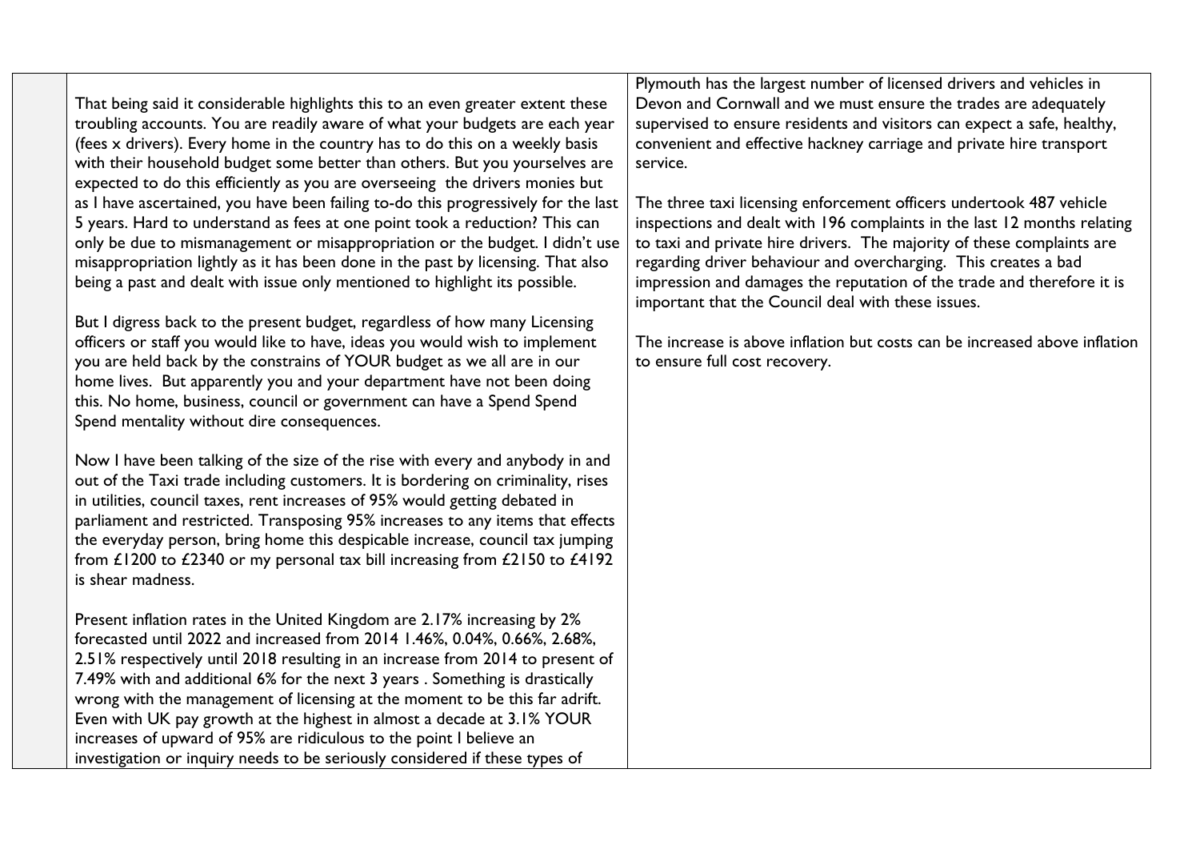| | | |
|---|---|---|
| | That being said it considerable highlights this to an even greater extent these troubling accounts. You are readily aware of what your budgets are each year (fees x drivers). Every home in the country has to do this on a weekly basis with their household budget some better than others. But you yourselves are expected to do this efficiently as you are overseeing the drivers monies but as I have ascertained, you have been failing to-do this progressively for the last 5 years. Hard to understand as fees at one point took a reduction? This can only be due to mismanagement or misappropriation or the budget. I didn't use misappropriation lightly as it has been done in the past by licensing. That also being a past and dealt with issue only mentioned to highlight its possible.<br><br>But I digress back to the present budget, regardless of how many Licensing officers or staff you would like to have, ideas you would wish to implement you are held back by the constrains of YOUR budget as we all are in our home lives. But apparently you and your department have not been doing this. No home, business, council or government can have a Spend Spend Spend mentality without dire consequences.<br><br>Now I have been talking of the size of the rise with every and anybody in and out of the Taxi trade including customers. It is bordering on criminality, rises in utilities, council taxes, rent increases of 95% would getting debated in parliament and restricted. Transposing 95% increases to any items that effects the everyday person, bring home this despicable increase, council tax jumping from £1200 to £2340 or my personal tax bill increasing from £2150 to £4192 is shear madness.<br><br>Present inflation rates in the United Kingdom are 2.17% increasing by 2% forecasted until 2022 and increased from 2014 1.46%, 0.04%, 0.66%, 2.68%, 2.51% respectively until 2018 resulting in an increase from 2014 to present of 7.49% with and additional 6% for the next 3 years . Something is drastically wrong with the management of licensing at the moment to be this far adrift. Even with UK pay growth at the highest in almost a decade at 3.1% YOUR increases of upward of 95% are ridiculous to the point I believe an investigation or inquiry needs to be seriously considered if these types of | Plymouth has the largest number of licensed drivers and vehicles in Devon and Cornwall and we must ensure the trades are adequately supervised to ensure residents and visitors can expect a safe, healthy, convenient and effective hackney carriage and private hire transport service.<br><br>The three taxi licensing enforcement officers undertook 487 vehicle inspections and dealt with 196 complaints in the last 12 months relating to taxi and private hire drivers. The majority of these complaints are regarding driver behaviour and overcharging. This creates a bad impression and damages the reputation of the trade and therefore it is important that the Council deal with these issues.<br><br>The increase is above inflation but costs can be increased above inflation to ensure full cost recovery. |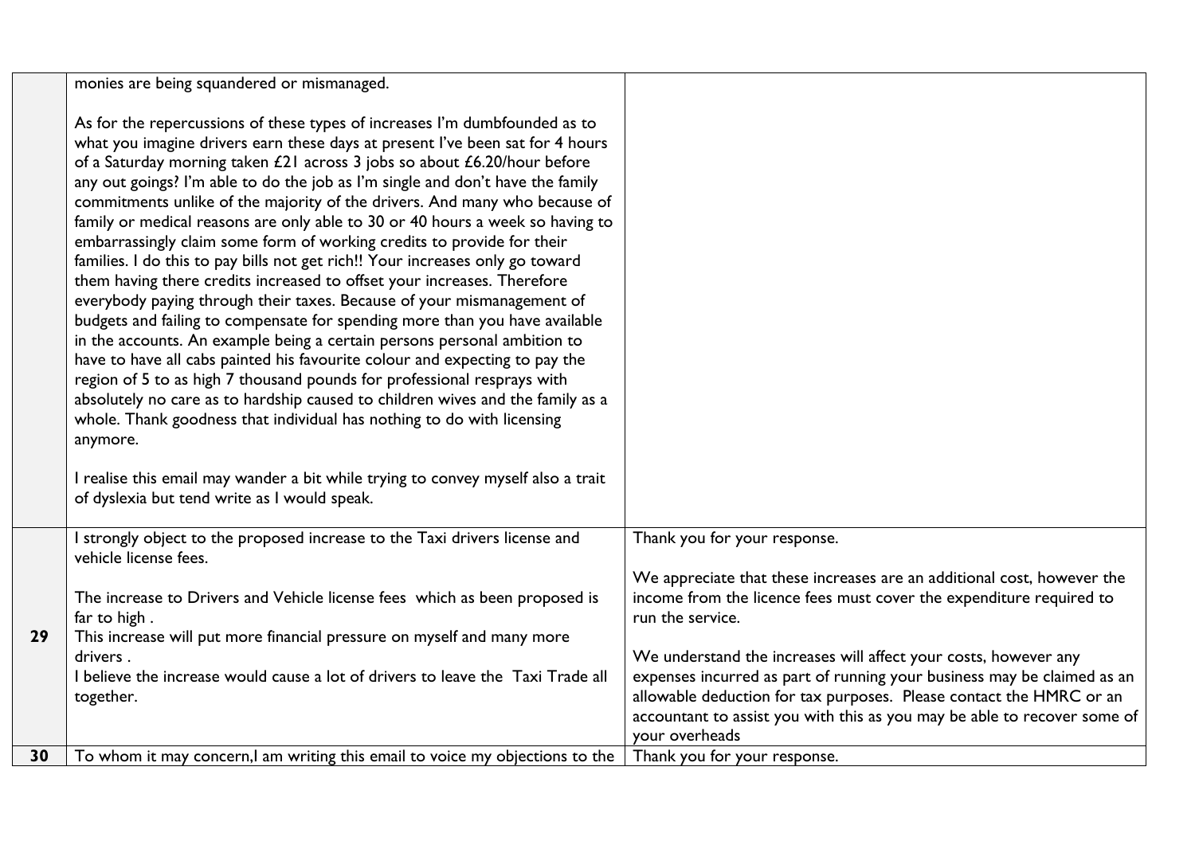| | | |
|---|---|---|
| | monies are being squandered or mismanaged.<br><br>As for the repercussions of these types of increases I'm dumbfounded as to what you imagine drivers earn these days at present I've been sat for 4 hours of a Saturday morning taken £21 across 3 jobs so about £6.20/hour before any out goings? I'm able to do the job as I'm single and don't have the family commitments unlike of the majority of the drivers. And many who because of family or medical reasons are only able to 30 or 40 hours a week so having to embarrassingly claim some form of working credits to provide for their families. I do this to pay bills not get rich!! Your increases only go toward them having there credits increased to offset your increases. Therefore everybody paying through their taxes. Because of your mismanagement of budgets and failing to compensate for spending more than you have available in the accounts. An example being a certain persons personal ambition to have to have all cabs painted his favourite colour and expecting to pay the region of 5 to as high 7 thousand pounds for professional resprays with absolutely no care as to hardship caused to children wives and the family as a whole. Thank goodness that individual has nothing to do with licensing anymore.<br><br>I realise this email may wander a bit while trying to convey myself also a trait of dyslexia but tend write as I would speak. | |
| 29 | I strongly object to the proposed increase to the Taxi drivers license and vehicle license fees.<br><br>The increase to Drivers and Vehicle license fees which as been proposed is far to high .<br>This increase will put more financial pressure on myself and many more drivers .<br>I believe the increase would cause a lot of drivers to leave the Taxi Trade all together. | Thank you for your response.<br><br>We appreciate that these increases are an additional cost, however the income from the licence fees must cover the expenditure required to run the service.<br><br>We understand the increases will affect your costs, however any expenses incurred as part of running your business may be claimed as an allowable deduction for tax purposes. Please contact the HMRC or an accountant to assist you with this as you may be able to recover some of your overheads |
| 30 | To whom it may concern,I am writing this email to voice my objections to the | Thank you for your response. |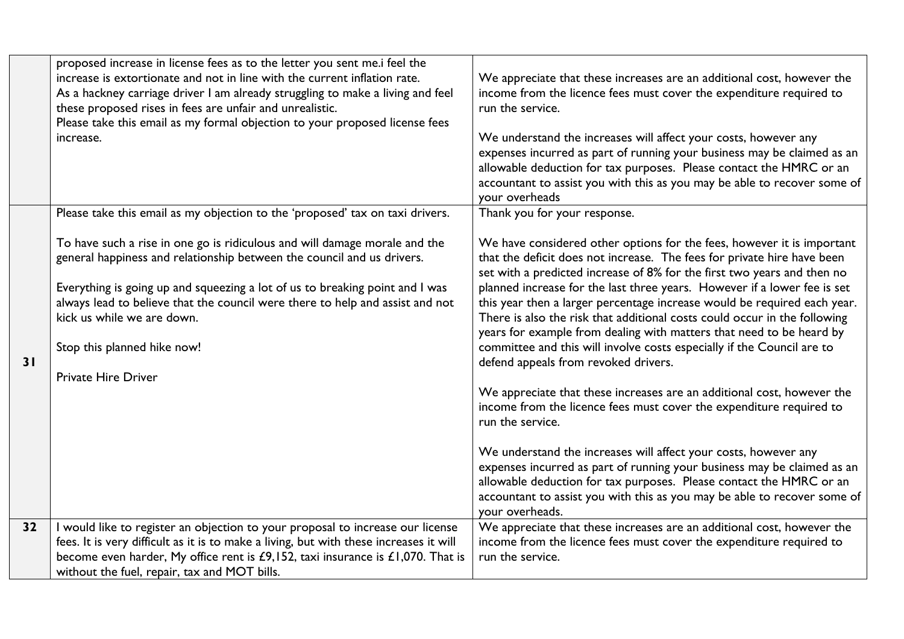| | | |
|---|---|---|
| | proposed increase in license fees as to the letter you sent me.i feel the increase is extortionate and not in line with the current inflation rate.<br>As a hackney carriage driver I am already struggling to make a living and feel these proposed rises in fees are unfair and unrealistic.<br>Please take this email as my formal objection to your proposed license fees increase. | We appreciate that these increases are an additional cost, however the income from the licence fees must cover the expenditure required to run the service.<br><br>We understand the increases will affect your costs, however any expenses incurred as part of running your business may be claimed as an allowable deduction for tax purposes. Please contact the HMRC or an accountant to assist you with this as you may be able to recover some of your overheads |
| 31 | Please take this email as my objection to the 'proposed' tax on taxi drivers.<br><br>To have such a rise in one go is ridiculous and will damage morale and the general happiness and relationship between the council and us drivers.<br><br>Everything is going up and squeezing a lot of us to breaking point and I was always lead to believe that the council were there to help and assist and not kick us while we are down.<br><br>Stop this planned hike now!<br><br>Private Hire Driver | Thank you for your response.<br><br>We have considered other options for the fees, however it is important that the deficit does not increase. The fees for private hire have been set with a predicted increase of 8% for the first two years and then no planned increase for the last three years. However if a lower fee is set this year then a larger percentage increase would be required each year. There is also the risk that additional costs could occur in the following years for example from dealing with matters that need to be heard by committee and this will involve costs especially if the Council are to defend appeals from revoked drivers.<br><br>We appreciate that these increases are an additional cost, however the income from the licence fees must cover the expenditure required to run the service.<br><br>We understand the increases will affect your costs, however any expenses incurred as part of running your business may be claimed as an allowable deduction for tax purposes. Please contact the HMRC or an accountant to assist you with this as you may be able to recover some of your overheads. |
| 32 | I would like to register an objection to your proposal to increase our license fees. It is very difficult as it is to make a living, but with these increases it will become even harder, My office rent is £9,152, taxi insurance is £1,070. That is without the fuel, repair, tax and MOT bills. | We appreciate that these increases are an additional cost, however the income from the licence fees must cover the expenditure required to run the service. |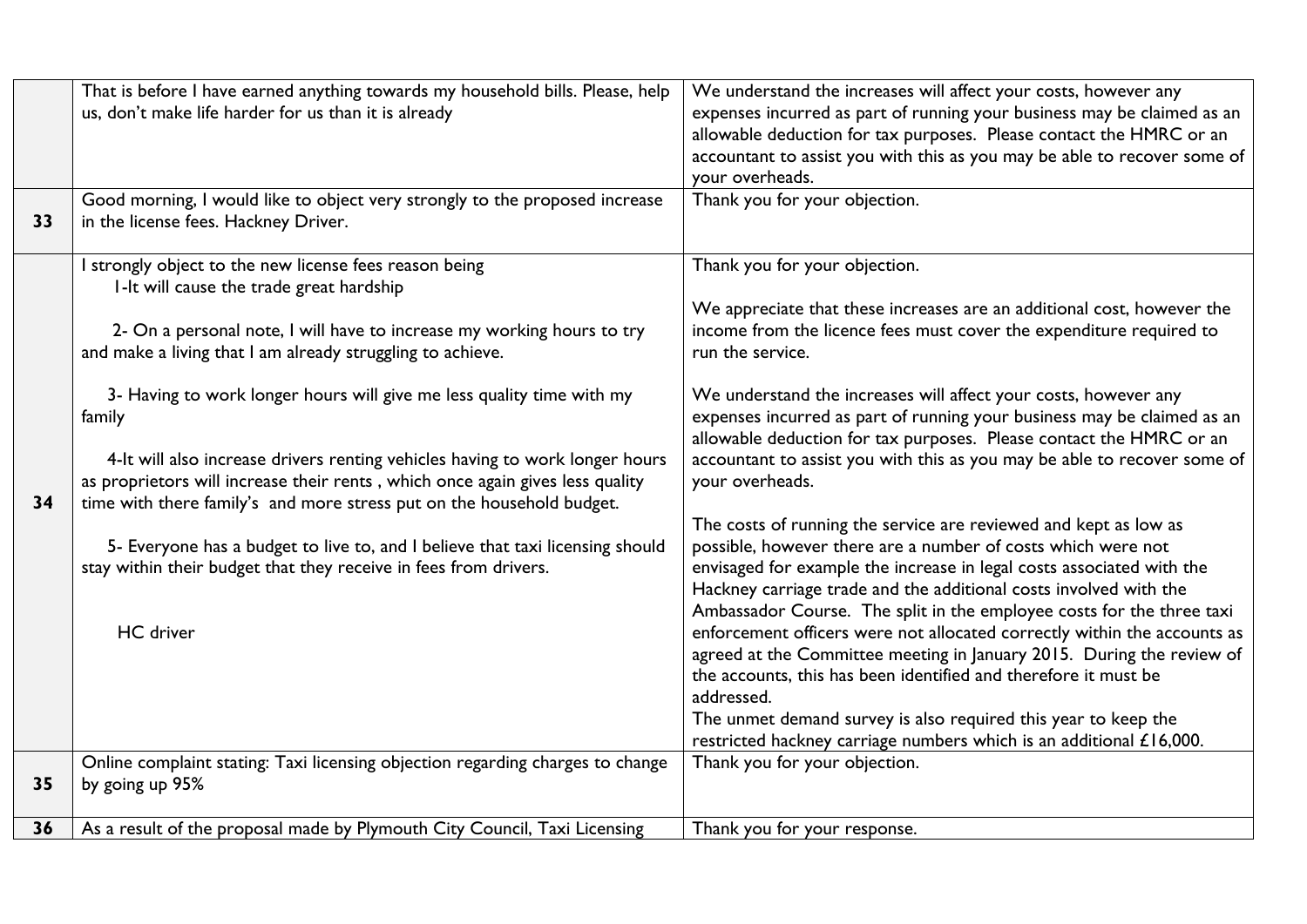| | | |
|---|---|---|
| | That is before I have earned anything towards my household bills. Please, help us, don't make life harder for us than it is already | We understand the increases will affect your costs, however any expenses incurred as part of running your business may be claimed as an allowable deduction for tax purposes. Please contact the HMRC or an accountant to assist you with this as you may be able to recover some of your overheads. |
| 33 | Good morning, I would like to object very strongly to the proposed increase in the license fees. Hackney Driver. | Thank you for your objection. |
| 34 | I strongly object to the new license fees reason being<br>1-It will cause the trade great hardship<br><br>2- On a personal note, I will have to increase my working hours to try and make a living that I am already struggling to achieve.<br><br>3- Having to work longer hours will give me less quality time with my family<br><br>4-It will also increase drivers renting vehicles having to work longer hours as proprietors will increase their rents , which once again gives less quality time with there family's and more stress put on the household budget.<br><br>5- Everyone has a budget to live to, and I believe that taxi licensing should stay within their budget that they receive in fees from drivers.<br><br>HC driver | Thank you for your objection.<br><br>We appreciate that these increases are an additional cost, however the income from the licence fees must cover the expenditure required to run the service.<br><br>We understand the increases will affect your costs, however any expenses incurred as part of running your business may be claimed as an allowable deduction for tax purposes. Please contact the HMRC or an accountant to assist you with this as you may be able to recover some of your overheads.<br><br>The costs of running the service are reviewed and kept as low as possible, however there are a number of costs which were not envisaged for example the increase in legal costs associated with the Hackney carriage trade and the additional costs involved with the Ambassador Course. The split in the employee costs for the three taxi enforcement officers were not allocated correctly within the accounts as agreed at the Committee meeting in January 2015. During the review of the accounts, this has been identified and therefore it must be addressed.<br>The unmet demand survey is also required this year to keep the restricted hackney carriage numbers which is an additional £16,000. |
| 35 | Online complaint stating: Taxi licensing objection regarding charges to change by going up 95% | Thank you for your objection. |
| 36 | As a result of the proposal made by Plymouth City Council, Taxi Licensing | Thank you for your response. |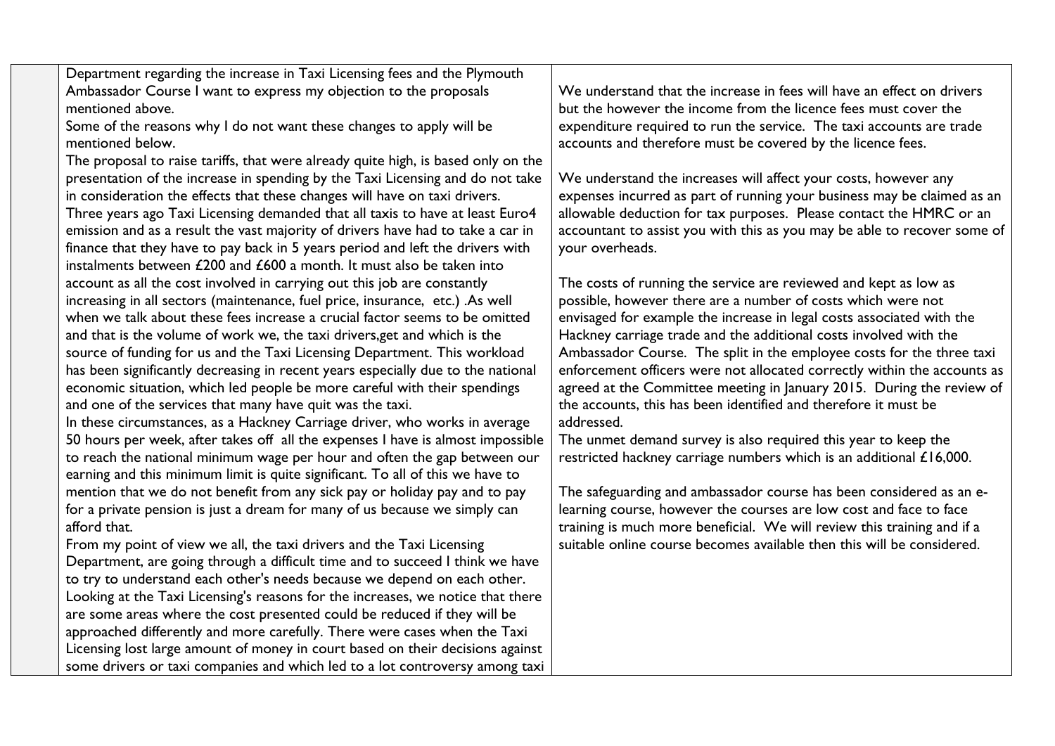| | | |
|---|---|---|
| | Department regarding the increase in Taxi Licensing fees and the Plymouth Ambassador Course I want to express my objection to the proposals mentioned above.<br>Some of the reasons why I do not want these changes to apply will be mentioned below.<br>The proposal to raise tariffs, that were already quite high, is based only on the presentation of the increase in spending by the Taxi Licensing and do not take in consideration the effects that these changes will have on taxi drivers.<br>Three years ago Taxi Licensing demanded that all taxis to have at least Euro4 emission and as a result the vast majority of drivers have had to take a car in finance that they have to pay back in 5 years period and left the drivers with instalments between £200 and £600 a month. It must also be taken into account as all the cost involved in carrying out this job are constantly increasing in all sectors (maintenance, fuel price, insurance, etc.) .As well when we talk about these fees increase a crucial factor seems to be omitted and that is the volume of work we, the taxi drivers,get and which is the source of funding for us and the Taxi Licensing Department. This workload has been significantly decreasing in recent years especially due to the national economic situation, which led people be more careful with their spendings and one of the services that many have quit was the taxi.<br>In these circumstances, as a Hackney Carriage driver, who works in average 50 hours per week, after takes off all the expenses I have is almost impossible to reach the national minimum wage per hour and often the gap between our earning and this minimum limit is quite significant. To all of this we have to mention that we do not benefit from any sick pay or holiday pay and to pay for a private pension is just a dream for many of us because we simply can afford that.<br>From my point of view we all, the taxi drivers and the Taxi Licensing Department, are going through a difficult time and to succeed I think we have to try to understand each other's needs because we depend on each other.<br>Looking at the Taxi Licensing's reasons for the increases, we notice that there are some areas where the cost presented could be reduced if they will be approached differently and more carefully. There were cases when the Taxi Licensing lost large amount of money in court based on their decisions against some drivers or taxi companies and which led to a lot controversy among taxi | We understand that the increase in fees will have an effect on drivers but the however the income from the licence fees must cover the expenditure required to run the service. The taxi accounts are trade accounts and therefore must be covered by the licence fees.<br><br>We understand the increases will affect your costs, however any expenses incurred as part of running your business may be claimed as an allowable deduction for tax purposes. Please contact the HMRC or an accountant to assist you with this as you may be able to recover some of your overheads.<br><br>The costs of running the service are reviewed and kept as low as possible, however there are a number of costs which were not envisaged for example the increase in legal costs associated with the Hackney carriage trade and the additional costs involved with the Ambassador Course. The split in the employee costs for the three taxi enforcement officers were not allocated correctly within the accounts as agreed at the Committee meeting in January 2015. During the review of the accounts, this has been identified and therefore it must be addressed.<br>The unmet demand survey is also required this year to keep the restricted hackney carriage numbers which is an additional £16,000.<br><br>The safeguarding and ambassador course has been considered as an e-learning course, however the courses are low cost and face to face training is much more beneficial. We will review this training and if a suitable online course becomes available then this will be considered. |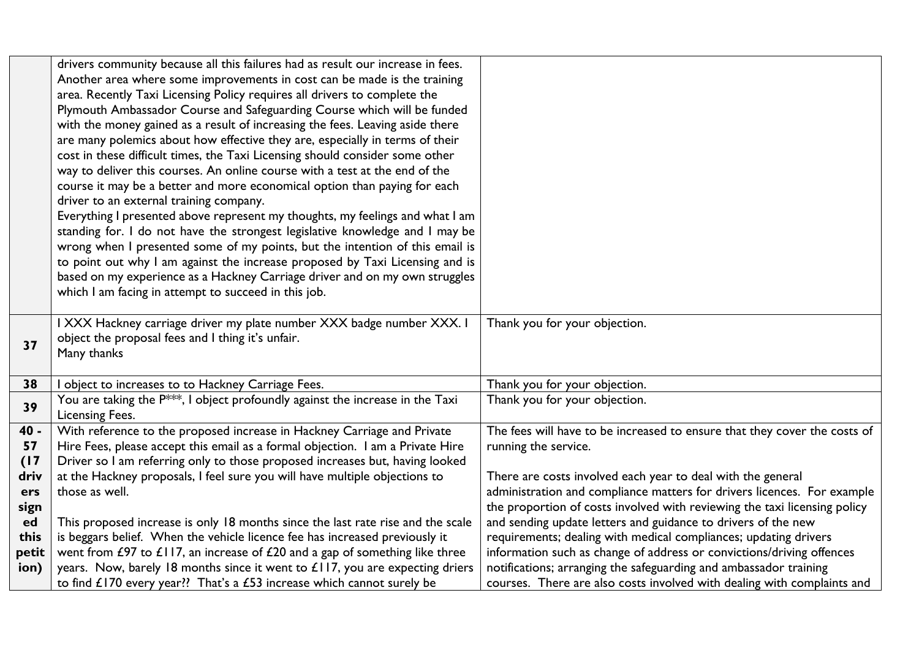| | | |
|---|---|---|
| | drivers community because all this failures had as result our increase in fees. Another area where some improvements in cost can be made is the training area. Recently Taxi Licensing Policy requires all drivers to complete the Plymouth Ambassador Course and Safeguarding Course which will be funded with the money gained as a result of increasing the fees. Leaving aside there are many polemics about how effective they are, especially in terms of their cost in these difficult times, the Taxi Licensing should consider some other way to deliver this courses. An online course with a test at the end of the course it may be a better and more economical option than paying for each driver to an external training company.<br>Everything I presented above represent my thoughts, my feelings and what I am standing for. I do not have the strongest legislative knowledge and I may be wrong when I presented some of my points, but the intention of this email is to point out why I am against the increase proposed by Taxi Licensing and is based on my experience as a Hackney Carriage driver and on my own struggles which I am facing in attempt to succeed in this job. | |
| **37** | I XXX Hackney carriage driver my plate number XXX badge number XXX. I object the proposal fees and I thing it's unfair.<br>Many thanks | Thank you for your objection. |
| **38** | I object to increases to to Hackney Carriage Fees. | Thank you for your objection. |
| **39** | You are taking the P***, I object profoundly against the increase in the Taxi Licensing Fees. | Thank you for your objection. |
| **40 - 57 (17 drivers signed this petition)** | With reference to the proposed increase in Hackney Carriage and Private Hire Fees, please accept this email as a formal objection. I am a Private Hire Driver so I am referring only to those proposed increases but, having looked at the Hackney proposals, I feel sure you will have multiple objections to those as well.<br><br>This proposed increase is only 18 months since the last rate rise and the scale is beggars belief. When the vehicle licence fee has increased previously it went from £97 to £117, an increase of £20 and a gap of something like three years. Now, barely 18 months since it went to £117, you are expecting driers to find £170 every year?? That's a £53 increase which cannot surely be | The fees will have to be increased to ensure that they cover the costs of running the service.<br><br>There are costs involved each year to deal with the general administration and compliance matters for drivers licences. For example the proportion of costs involved with reviewing the taxi licensing policy and sending update letters and guidance to drivers of the new requirements; dealing with medical compliances; updating drivers information such as change of address or convictions/driving offences notifications; arranging the safeguarding and ambassador training courses. There are also costs involved with dealing with complaints and |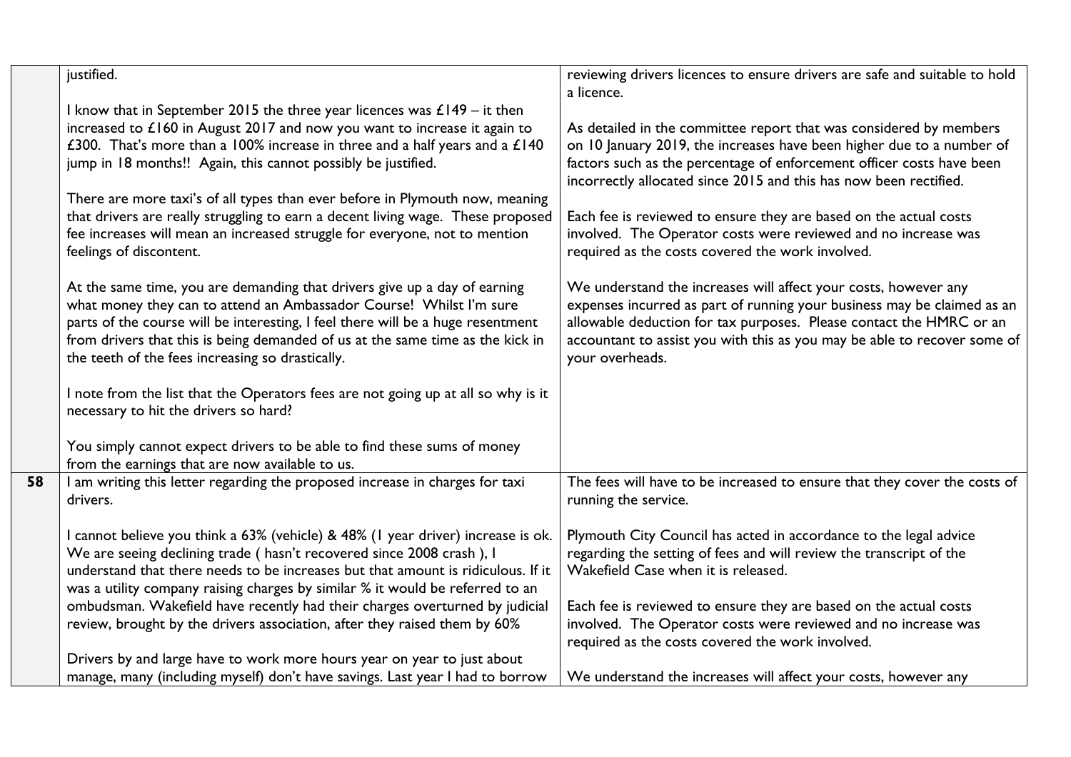| | | |
|---|---|---|
| | justified.<br><br>I know that in September 2015 the three year licences was £149 – it then increased to £160 in August 2017 and now you want to increase it again to £300. That's more than a 100% increase in three and a half years and a £140 jump in 18 months!! Again, this cannot possibly be justified.<br><br>There are more taxi's of all types than ever before in Plymouth now, meaning that drivers are really struggling to earn a decent living wage. These proposed fee increases will mean an increased struggle for everyone, not to mention feelings of discontent.<br><br>At the same time, you are demanding that drivers give up a day of earning what money they can to attend an Ambassador Course! Whilst I'm sure parts of the course will be interesting, I feel there will be a huge resentment from drivers that this is being demanded of us at the same time as the kick in the teeth of the fees increasing so drastically.<br><br>I note from the list that the Operators fees are not going up at all so why is it necessary to hit the drivers so hard?<br><br>You simply cannot expect drivers to be able to find these sums of money from the earnings that are now available to us. | reviewing drivers licences to ensure drivers are safe and suitable to hold a licence.<br><br>As detailed in the committee report that was considered by members on 10 January 2019, the increases have been higher due to a number of factors such as the percentage of enforcement officer costs have been incorrectly allocated since 2015 and this has now been rectified.<br><br>Each fee is reviewed to ensure they are based on the actual costs involved. The Operator costs were reviewed and no increase was required as the costs covered the work involved.<br><br>We understand the increases will affect your costs, however any expenses incurred as part of running your business may be claimed as an allowable deduction for tax purposes. Please contact the HMRC or an accountant to assist you with this as you may be able to recover some of your overheads. |
| **58** | I am writing this letter regarding the proposed increase in charges for taxi drivers.<br><br>I cannot believe you think a 63% (vehicle) & 48% (1 year driver) increase is ok. We are seeing declining trade ( hasn't recovered since 2008 crash ), I understand that there needs to be increases but that amount is ridiculous. If it was a utility company raising charges by similar % it would be referred to an ombudsman. Wakefield have recently had their charges overturned by judicial review, brought by the drivers association, after they raised them by 60%<br><br>Drivers by and large have to work more hours year on year to just about manage, many (including myself) don't have savings. Last year I had to borrow | The fees will have to be increased to ensure that they cover the costs of running the service.<br><br>Plymouth City Council has acted in accordance to the legal advice regarding the setting of fees and will review the transcript of the Wakefield Case when it is released.<br><br>Each fee is reviewed to ensure they are based on the actual costs involved. The Operator costs were reviewed and no increase was required as the costs covered the work involved.<br><br>We understand the increases will affect your costs, however any |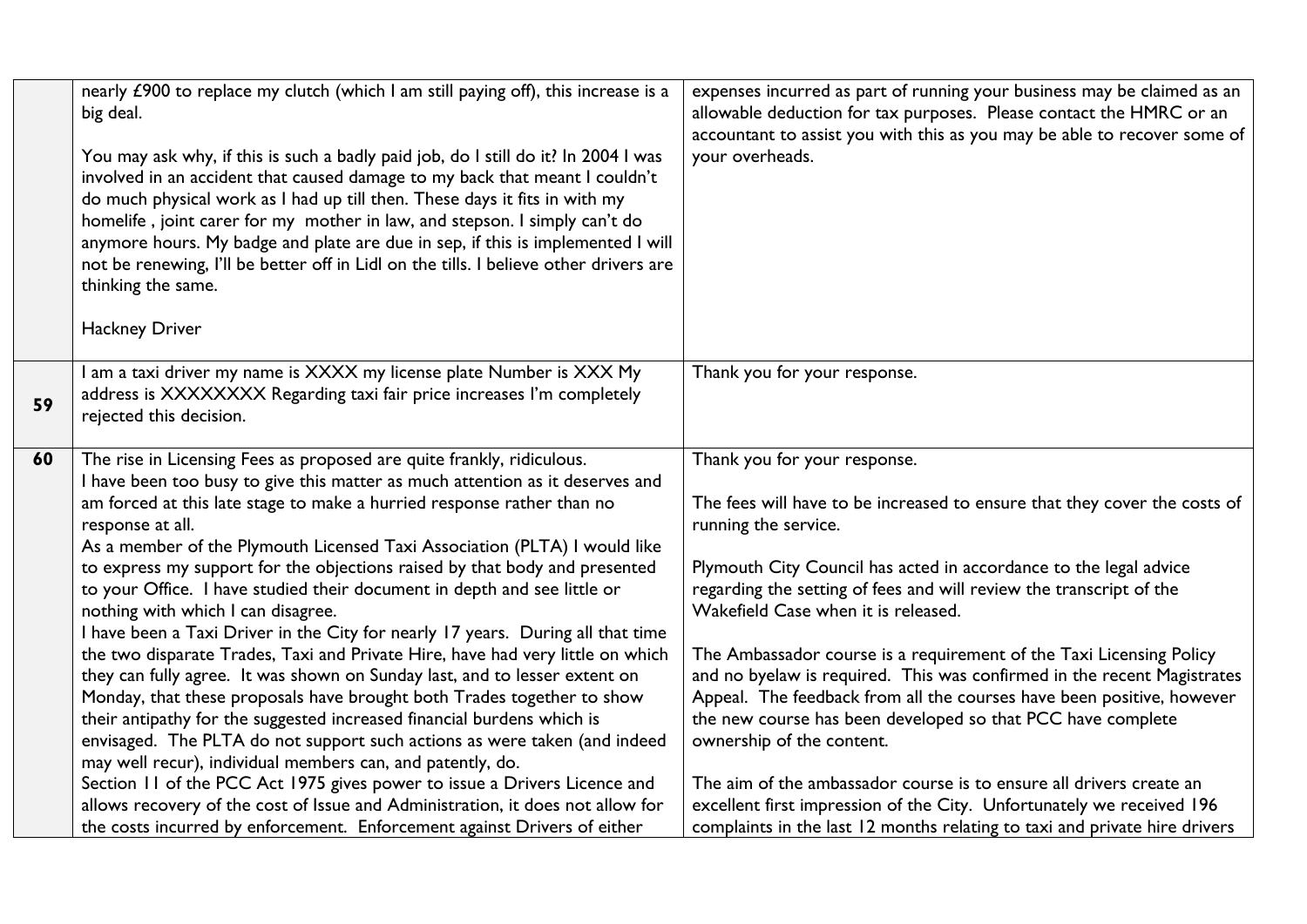| | | |
|---|---|---|
| | nearly £900 to replace my clutch (which I am still paying off), this increase is a big deal.<br><br>You may ask why, if this is such a badly paid job, do I still do it? In 2004 I was involved in an accident that caused damage to my back that meant I couldn't do much physical work as I had up till then. These days it fits in with my homelife , joint carer for my mother in law, and stepson. I simply can't do anymore hours. My badge and plate are due in sep, if this is implemented I will not be renewing, I'll be better off in Lidl on the tills. I believe other drivers are thinking the same.<br><br>Hackney Driver | expenses incurred as part of running your business may be claimed as an allowable deduction for tax purposes. Please contact the HMRC or an accountant to assist you with this as you may be able to recover some of your overheads. |
| **59** | I am a taxi driver my name is XXXX my license plate Number is XXX My address is XXXXXXXX Regarding taxi fair price increases I'm completely rejected this decision. | Thank you for your response. |
| **60** | The rise in Licensing Fees as proposed are quite frankly, ridiculous.<br>I have been too busy to give this matter as much attention as it deserves and am forced at this late stage to make a hurried response rather than no response at all.<br>As a member of the Plymouth Licensed Taxi Association (PLTA) I would like to express my support for the objections raised by that body and presented to your Office. I have studied their document in depth and see little or nothing with which I can disagree.<br>I have been a Taxi Driver in the City for nearly 17 years. During all that time the two disparate Trades, Taxi and Private Hire, have had very little on which they can fully agree. It was shown on Sunday last, and to lesser extent on Monday, that these proposals have brought both Trades together to show their antipathy for the suggested increased financial burdens which is envisaged. The PLTA do not support such actions as were taken (and indeed may well recur), individual members can, and patently, do.<br>Section 11 of the PCC Act 1975 gives power to issue a Drivers Licence and allows recovery of the cost of Issue and Administration, it does not allow for the costs incurred by enforcement. Enforcement against Drivers of either | Thank you for your response.<br><br>The fees will have to be increased to ensure that they cover the costs of running the service.<br><br>Plymouth City Council has acted in accordance to the legal advice regarding the setting of fees and will review the transcript of the Wakefield Case when it is released.<br><br>The Ambassador course is a requirement of the Taxi Licensing Policy and no byelaw is required. This was confirmed in the recent Magistrates Appeal. The feedback from all the courses have been positive, however the new course has been developed so that PCC have complete ownership of the content.<br><br>The aim of the ambassador course is to ensure all drivers create an excellent first impression of the City. Unfortunately we received 196 complaints in the last 12 months relating to taxi and private hire drivers |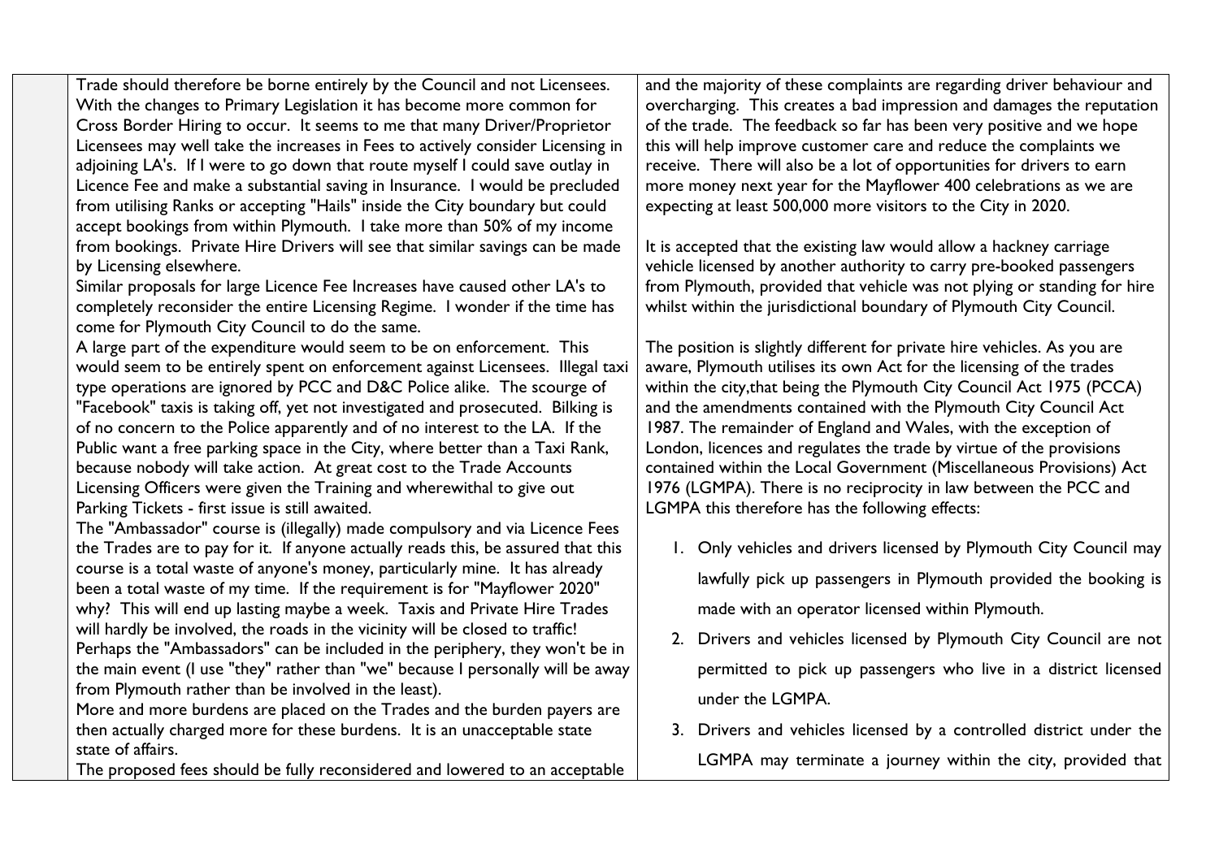| | | |
|---|---|---|
| | Trade should therefore be borne entirely by the Council and not Licensees. With the changes to Primary Legislation it has become more common for Cross Border Hiring to occur. It seems to me that many Driver/Proprietor Licensees may well take the increases in Fees to actively consider Licensing in adjoining LA's. If I were to go down that route myself I could save outlay in Licence Fee and make a substantial saving in Insurance. I would be precluded from utilising Ranks or accepting "Hails" inside the City boundary but could accept bookings from within Plymouth. I take more than 50% of my income from bookings. Private Hire Drivers will see that similar savings can be made by Licensing elsewhere.<br>Similar proposals for large Licence Fee Increases have caused other LA's to completely reconsider the entire Licensing Regime. I wonder if the time has come for Plymouth City Council to do the same.<br>A large part of the expenditure would seem to be on enforcement. This would seem to be entirely spent on enforcement against Licensees. Illegal taxi type operations are ignored by PCC and D&C Police alike. The scourge of "Facebook" taxis is taking off, yet not investigated and prosecuted. Bilking is of no concern to the Police apparently and of no interest to the LA. If the Public want a free parking space in the City, where better than a Taxi Rank, because nobody will take action. At great cost to the Trade Accounts Licensing Officers were given the Training and wherewithal to give out Parking Tickets - first issue is still awaited.<br>The "Ambassador" course is (illegally) made compulsory and via Licence Fees the Trades are to pay for it. If anyone actually reads this, be assured that this course is a total waste of anyone's money, particularly mine. It has already been a total waste of my time. If the requirement is for "Mayflower 2020" why? This will end up lasting maybe a week. Taxis and Private Hire Trades will hardly be involved, the roads in the vicinity will be closed to traffic! Perhaps the "Ambassadors" can be included in the periphery, they won't be in the main event (I use "they" rather than "we" because I personally will be away from Plymouth rather than be involved in the least).<br>More and more burdens are placed on the Trades and the burden payers are then actually charged more for these burdens. It is an unacceptable state state of affairs.<br>The proposed fees should be fully reconsidered and lowered to an acceptable | and the majority of these complaints are regarding driver behaviour and overcharging. This creates a bad impression and damages the reputation of the trade. The feedback so far has been very positive and we hope this will help improve customer care and reduce the complaints we receive. There will also be a lot of opportunities for drivers to earn more money next year for the Mayflower 400 celebrations as we are expecting at least 500,000 more visitors to the City in 2020.<br><br>It is accepted that the existing law would allow a hackney carriage vehicle licensed by another authority to carry pre-booked passengers from Plymouth, provided that vehicle was not plying or standing for hire whilst within the jurisdictional boundary of Plymouth City Council.<br><br>The position is slightly different for private hire vehicles. As you are aware, Plymouth utilises its own Act for the licensing of the trades within the city,that being the Plymouth City Council Act 1975 (PCCA) and the amendments contained with the Plymouth City Council Act 1987. The remainder of England and Wales, with the exception of London, licences and regulates the trade by virtue of the provisions contained within the Local Government (Miscellaneous Provisions) Act 1976 (LGMPA). There is no reciprocity in law between the PCC and LGMPA this therefore has the following effects:<br><br>1. Only vehicles and drivers licensed by Plymouth City Council may lawfully pick up passengers in Plymouth provided the booking is made with an operator licensed within Plymouth.<br>2. Drivers and vehicles licensed by Plymouth City Council are not permitted to pick up passengers who live in a district licensed under the LGMPA.<br>3. Drivers and vehicles licensed by a controlled district under the LGMPA may terminate a journey within the city, provided that |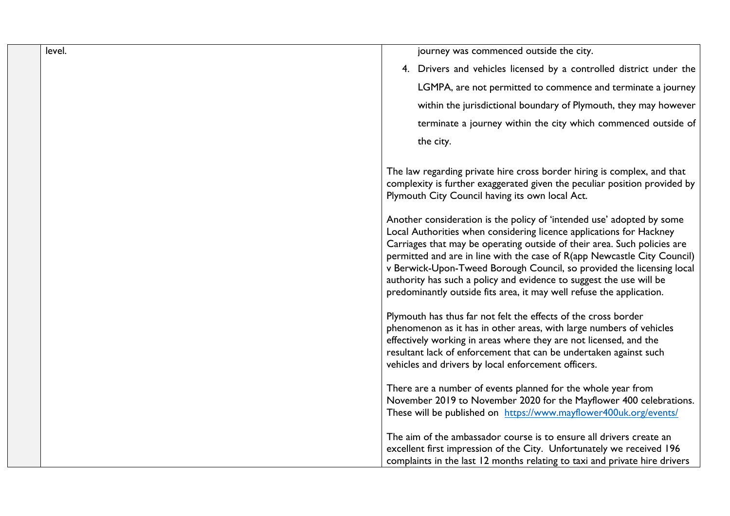| | | |
|---|---|---|
| | level. | journey was commenced outside the city.<br><br>4. Drivers and vehicles licensed by a controlled district under the LGMPA, are not permitted to commence and terminate a journey within the jurisdictional boundary of Plymouth, they may however terminate a journey within the city which commenced outside of the city.<br><br>The law regarding private hire cross border hiring is complex, and that complexity is further exaggerated given the peculiar position provided by Plymouth City Council having its own local Act.<br><br>Another consideration is the policy of 'intended use' adopted by some Local Authorities when considering licence applications for Hackney Carriages that may be operating outside of their area. Such policies are permitted and are in line with the case of R(app Newcastle City Council) v Berwick-Upon-Tweed Borough Council, so provided the licensing local authority has such a policy and evidence to suggest the use will be predominantly outside fits area, it may well refuse the application.<br><br>Plymouth has thus far not felt the effects of the cross border phenomenon as it has in other areas, with large numbers of vehicles effectively working in areas where they are not licensed, and the resultant lack of enforcement that can be undertaken against such vehicles and drivers by local enforcement officers.<br><br>There are a number of events planned for the whole year from November 2019 to November 2020 for the Mayflower 400 celebrations. These will be published on [https://www.mayflower400uk.org/events/](https://www.mayflower400uk.org/events/)<br><br>The aim of the ambassador course is to ensure all drivers create an excellent first impression of the City. Unfortunately we received 196 complaints in the last 12 months relating to taxi and private hire drivers |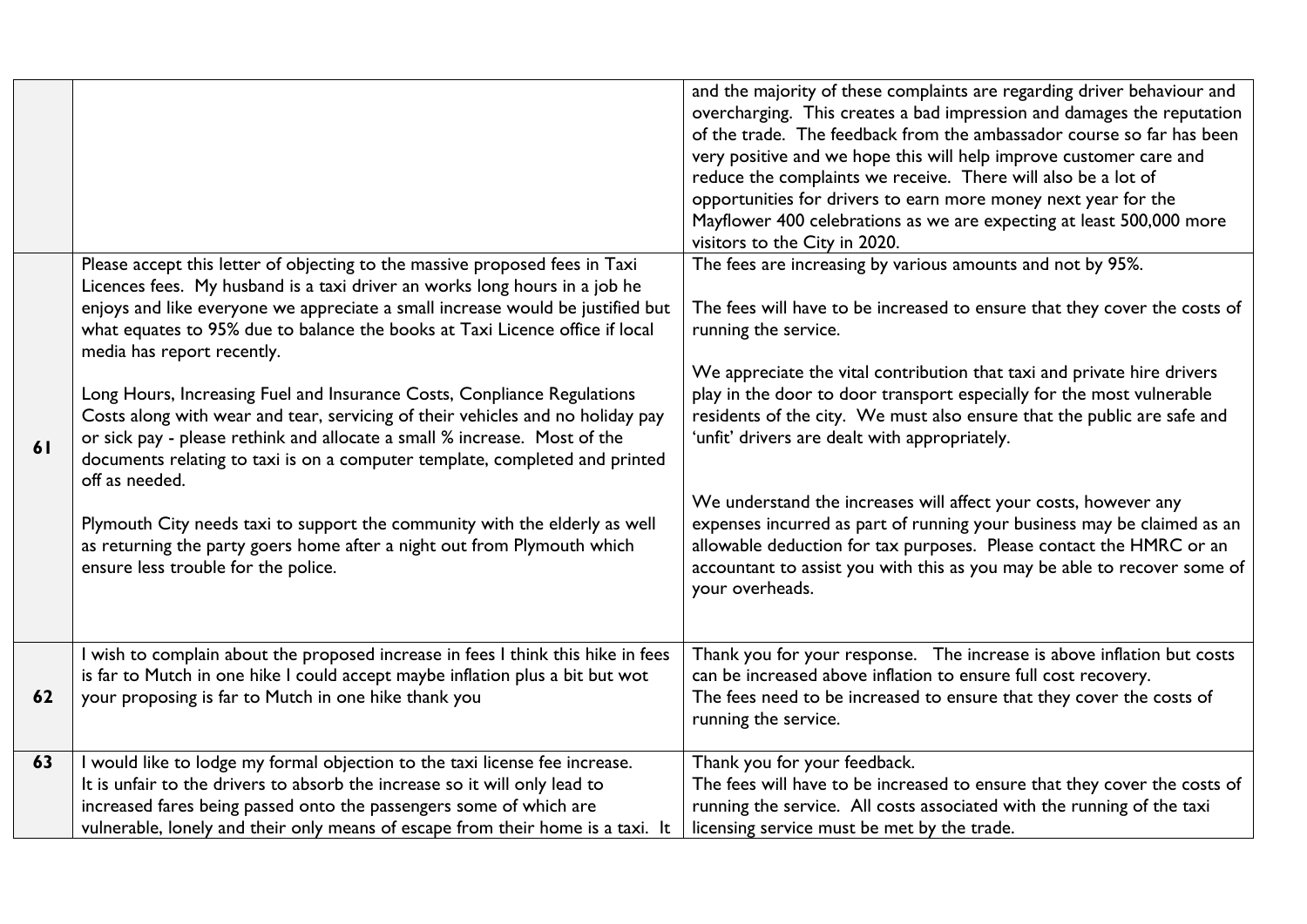| | | |
|---|---|---|
| | | and the majority of these complaints are regarding driver behaviour and overcharging. This creates a bad impression and damages the reputation of the trade. The feedback from the ambassador course so far has been very positive and we hope this will help improve customer care and reduce the complaints we receive. There will also be a lot of opportunities for drivers to earn more money next year for the Mayflower 400 celebrations as we are expecting at least 500,000 more visitors to the City in 2020. |
| 61 | Please accept this letter of objecting to the massive proposed fees in Taxi Licences fees. My husband is a taxi driver an works long hours in a job he enjoys and like everyone we appreciate a small increase would be justified but what equates to 95% due to balance the books at Taxi Licence office if local media has report recently.<br><br>Long Hours, Increasing Fuel and Insurance Costs, Conpliance Regulations Costs along with wear and tear, servicing of their vehicles and no holiday pay or sick pay - please rethink and allocate a small % increase. Most of the documents relating to taxi is on a computer template, completed and printed off as needed.<br><br>Plymouth City needs taxi to support the community with the elderly as well as returning the party goers home after a night out from Plymouth which ensure less trouble for the police. | The fees are increasing by various amounts and not by 95%.<br><br>The fees will have to be increased to ensure that they cover the costs of running the service.<br><br>We appreciate the vital contribution that taxi and private hire drivers play in the door to door transport especially for the most vulnerable residents of the city. We must also ensure that the public are safe and 'unfit' drivers are dealt with appropriately.<br><br>We understand the increases will affect your costs, however any expenses incurred as part of running your business may be claimed as an allowable deduction for tax purposes. Please contact the HMRC or an accountant to assist you with this as you may be able to recover some of your overheads. |
| 62 | I wish to complain about the proposed increase in fees I think this hike in fees is far to Mutch in one hike I could accept maybe inflation plus a bit but wot your proposing is far to Mutch in one hike thank you | Thank you for your response. The increase is above inflation but costs can be increased above inflation to ensure full cost recovery.<br>The fees need to be increased to ensure that they cover the costs of running the service. |
| 63 | I would like to lodge my formal objection to the taxi license fee increase. It is unfair to the drivers to absorb the increase so it will only lead to increased fares being passed onto the passengers some of which are vulnerable, lonely and their only means of escape from their home is a taxi. It | Thank you for your feedback.<br>The fees will have to be increased to ensure that they cover the costs of running the service. All costs associated with the running of the taxi licensing service must be met by the trade. |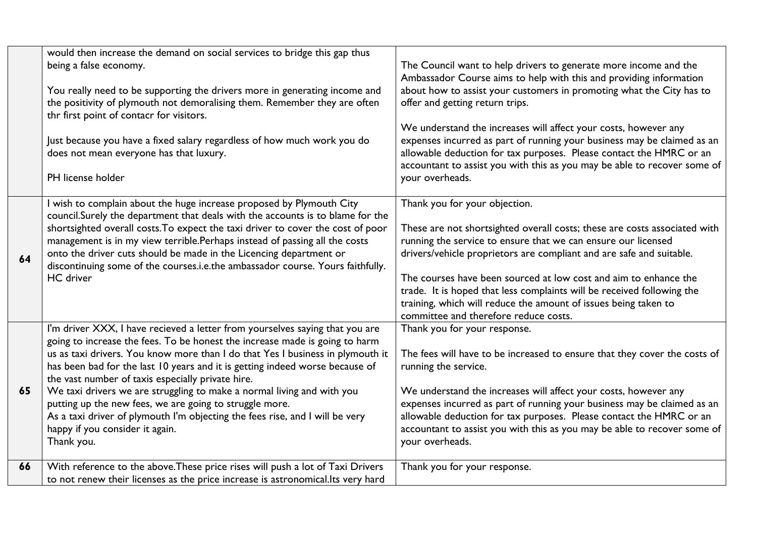| | | |
|---|---|---|
| | would then increase the demand on social services to bridge this gap thus being a false economy.<br><br>You really need to be supporting the drivers more in generating income and the positivity of plymouth not demoralising them. Remember they are often thr first point of contacr for visitors.<br><br>Just because you have a fixed salary regardless of how much work you do does not mean everyone has that luxury.<br><br>PH license holder | The Council want to help drivers to generate more income and the Ambassador Course aims to help with this and providing information about how to assist your customers in promoting what the City has to offer and getting return trips.<br><br>We understand the increases will affect your costs, however any expenses incurred as part of running your business may be claimed as an allowable deduction for tax purposes. Please contact the HMRC or an accountant to assist you with this as you may be able to recover some of your overheads. |
| **64** | I wish to complain about the huge increase proposed by Plymouth City council.Surely the department that deals with the accounts is to blame for the shortsighted overall costs.To expect the taxi driver to cover the cost of poor management is in my view terrible.Perhaps instead of passing all the costs onto the driver cuts should be made in the Licencing department or discontinuing some of the courses.i.e.the ambassador course. Yours faithfully. HC driver | Thank you for your objection.<br><br>These are not shortsighted overall costs; these are costs associated with running the service to ensure that we can ensure our licensed drivers/vehicle proprietors are compliant and are safe and suitable.<br><br>The courses have been sourced at low cost and aim to enhance the trade. It is hoped that less complaints will be received following the training, which will reduce the amount of issues being taken to committee and therefore reduce costs. |
| **65** | I'm driver XXX, I have recieved a letter from yourselves saying that you are going to increase the fees. To be honest the increase made is going to harm us as taxi drivers. You know more than I do that Yes I business in plymouth it has been bad for the last 10 years and it is getting indeed worse because of the vast number of taxis especially private hire.<br>We taxi drivers we are struggling to make a normal living and with you putting up the new fees, we are going to struggle more.<br>As a taxi driver of plymouth I'm objecting the fees rise, and I will be very happy if you consider it again.<br>Thank you. | Thank you for your response.<br><br>The fees will have to be increased to ensure that they cover the costs of running the service.<br><br>We understand the increases will affect your costs, however any expenses incurred as part of running your business may be claimed as an allowable deduction for tax purposes. Please contact the HMRC or an accountant to assist you with this as you may be able to recover some of your overheads. |
| **66** | With reference to the above.These price rises will push a lot of Taxi Drivers to not renew their licenses as the price increase is astronomical.Its very hard | Thank you for your response. |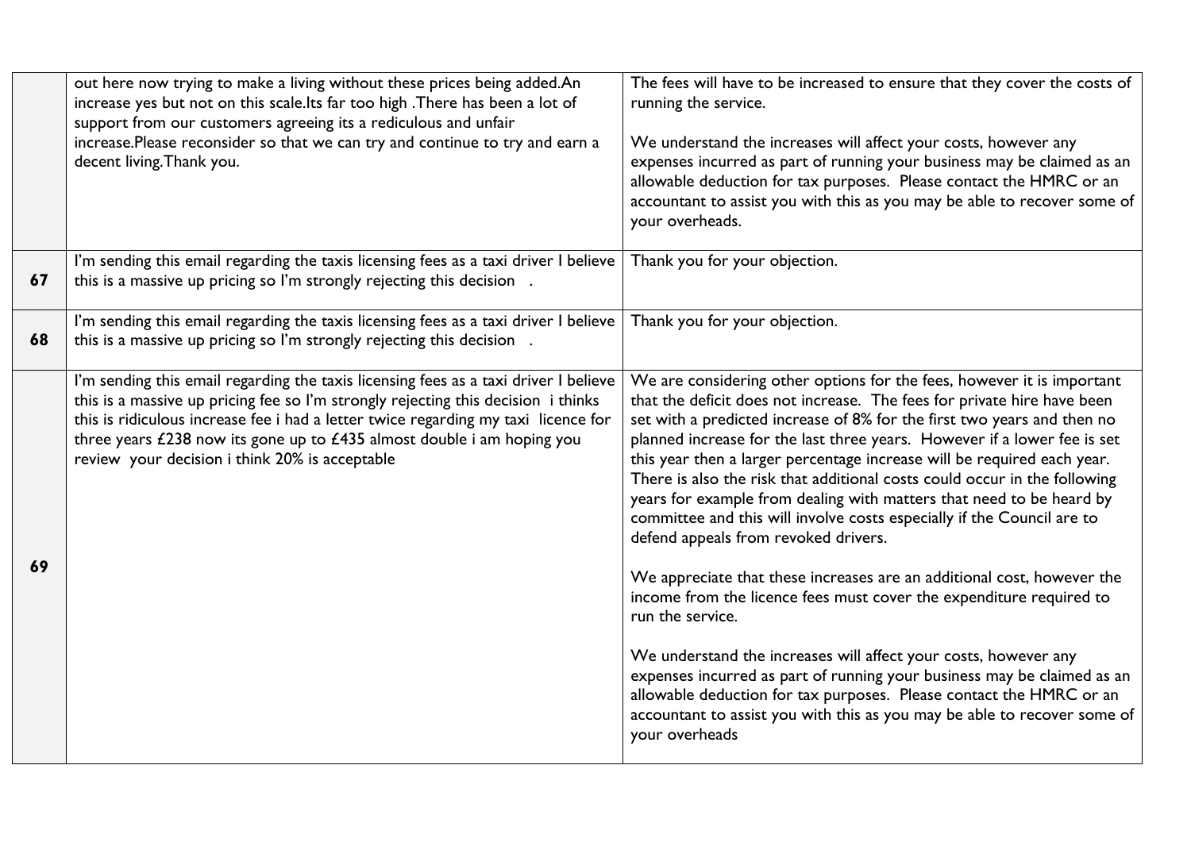| | | |
|---|---|---|
| | out here now trying to make a living without these prices being added.An increase yes but not on this scale.Its far too high .There has been a lot of support from our customers agreeing its a rediculous and unfair increase.Please reconsider so that we can try and continue to try and earn a decent living.Thank you. | The fees will have to be increased to ensure that they cover the costs of running the service.<br><br>We understand the increases will affect your costs, however any expenses incurred as part of running your business may be claimed as an allowable deduction for tax purposes. Please contact the HMRC or an accountant to assist you with this as you may be able to recover some of your overheads. |
| **67** | I'm sending this email regarding the taxis licensing fees as a taxi driver I believe this is a massive up pricing so I'm strongly rejecting this decision . | Thank you for your objection. |
| **68** | I'm sending this email regarding the taxis licensing fees as a taxi driver I believe this is a massive up pricing so I'm strongly rejecting this decision . | Thank you for your objection. |
| **69** | I'm sending this email regarding the taxis licensing fees as a taxi driver I believe this is a massive up pricing fee so I'm strongly rejecting this decision i thinks this is ridiculous increase fee i had a letter twice regarding my taxi licence for three years £238 now its gone up to £435 almost double i am hoping you review your decision i think 20% is acceptable | We are considering other options for the fees, however it is important that the deficit does not increase. The fees for private hire have been set with a predicted increase of 8% for the first two years and then no planned increase for the last three years. However if a lower fee is set this year then a larger percentage increase will be required each year. There is also the risk that additional costs could occur in the following years for example from dealing with matters that need to be heard by committee and this will involve costs especially if the Council are to defend appeals from revoked drivers.<br><br>We appreciate that these increases are an additional cost, however the income from the licence fees must cover the expenditure required to run the service.<br><br>We understand the increases will affect your costs, however any expenses incurred as part of running your business may be claimed as an allowable deduction for tax purposes. Please contact the HMRC or an accountant to assist you with this as you may be able to recover some of your overheads |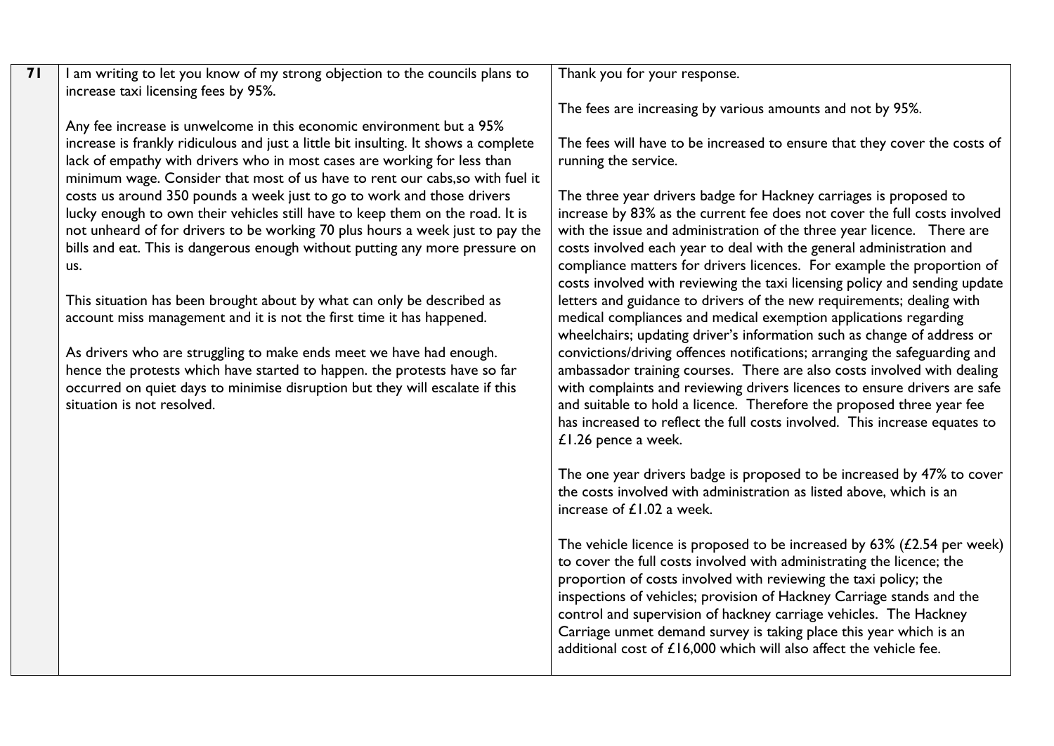| | | |
|---|---|---|
| **71** | I am writing to let you know of my strong objection to the councils plans to increase taxi licensing fees by 95%.<br><br>Any fee increase is unwelcome in this economic environment but a 95% increase is frankly ridiculous and just a little bit insulting. It shows a complete lack of empathy with drivers who in most cases are working for less than minimum wage. Consider that most of us have to rent our cabs,so with fuel it costs us around 350 pounds a week just to go to work and those drivers lucky enough to own their vehicles still have to keep them on the road. It is not unheard of for drivers to be working 70 plus hours a week just to pay the bills and eat. This is dangerous enough without putting any more pressure on us.<br><br>This situation has been brought about by what can only be described as account miss management and it is not the first time it has happened.<br><br>As drivers who are struggling to make ends meet we have had enough. hence the protests which have started to happen. the protests have so far occurred on quiet days to minimise disruption but they will escalate if this situation is not resolved. | Thank you for your response.<br><br>The fees are increasing by various amounts and not by 95%.<br><br>The fees will have to be increased to ensure that they cover the costs of running the service.<br><br>The three year drivers badge for Hackney carriages is proposed to increase by 83% as the current fee does not cover the full costs involved with the issue and administration of the three year licence. There are costs involved each year to deal with the general administration and compliance matters for drivers licences. For example the proportion of costs involved with reviewing the taxi licensing policy and sending update letters and guidance to drivers of the new requirements; dealing with medical compliances and medical exemption applications regarding wheelchairs; updating driver's information such as change of address or convictions/driving offences notifications; arranging the safeguarding and ambassador training courses. There are also costs involved with dealing with complaints and reviewing drivers licences to ensure drivers are safe and suitable to hold a licence. Therefore the proposed three year fee has increased to reflect the full costs involved. This increase equates to £1.26 pence a week.<br><br>The one year drivers badge is proposed to be increased by 47% to cover the costs involved with administration as listed above, which is an increase of £1.02 a week.<br><br>The vehicle licence is proposed to be increased by 63% (£2.54 per week) to cover the full costs involved with administrating the licence; the proportion of costs involved with reviewing the taxi policy; the inspections of vehicles; provision of Hackney Carriage stands and the control and supervision of hackney carriage vehicles. The Hackney Carriage unmet demand survey is taking place this year which is an additional cost of £16,000 which will also affect the vehicle fee. |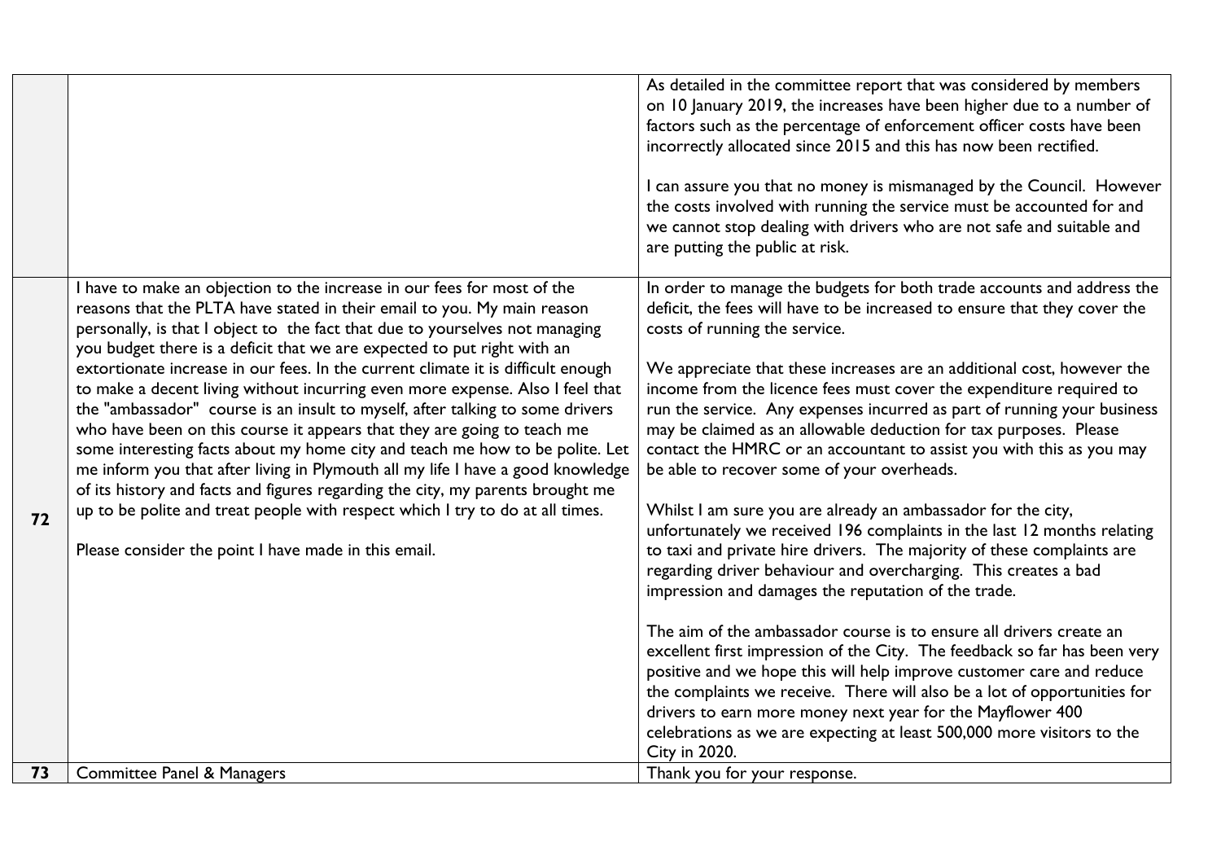| | | |
|---|---|---|
| | | As detailed in the committee report that was considered by members on 10 January 2019, the increases have been higher due to a number of factors such as the percentage of enforcement officer costs have been incorrectly allocated since 2015 and this has now been rectified.<br><br>I can assure you that no money is mismanaged by the Council. However the costs involved with running the service must be accounted for and we cannot stop dealing with drivers who are not safe and suitable and are putting the public at risk. |
| 72 | I have to make an objection to the increase in our fees for most of the reasons that the PLTA have stated in their email to you. My main reason personally, is that I object to the fact that due to yourselves not managing you budget there is a deficit that we are expected to put right with an extortionate increase in our fees. In the current climate it is difficult enough to make a decent living without incurring even more expense. Also I feel that the "ambassador" course is an insult to myself, after talking to some drivers who have been on this course it appears that they are going to teach me some interesting facts about my home city and teach me how to be polite. Let me inform you that after living in Plymouth all my life I have a good knowledge of its history and facts and figures regarding the city, my parents brought me up to be polite and treat people with respect which I try to do at all times.<br><br>Please consider the point I have made in this email. | In order to manage the budgets for both trade accounts and address the deficit, the fees will have to be increased to ensure that they cover the costs of running the service.<br><br>We appreciate that these increases are an additional cost, however the income from the licence fees must cover the expenditure required to run the service. Any expenses incurred as part of running your business may be claimed as an allowable deduction for tax purposes. Please contact the HMRC or an accountant to assist you with this as you may be able to recover some of your overheads.<br><br>Whilst I am sure you are already an ambassador for the city, unfortunately we received 196 complaints in the last 12 months relating to taxi and private hire drivers. The majority of these complaints are regarding driver behaviour and overcharging. This creates a bad impression and damages the reputation of the trade.<br><br>The aim of the ambassador course is to ensure all drivers create an excellent first impression of the City. The feedback so far has been very positive and we hope this will help improve customer care and reduce the complaints we receive. There will also be a lot of opportunities for drivers to earn more money next year for the Mayflower 400 celebrations as we are expecting at least 500,000 more visitors to the City in 2020. |
| 73 | Committee Panel & Managers | Thank you for your response. |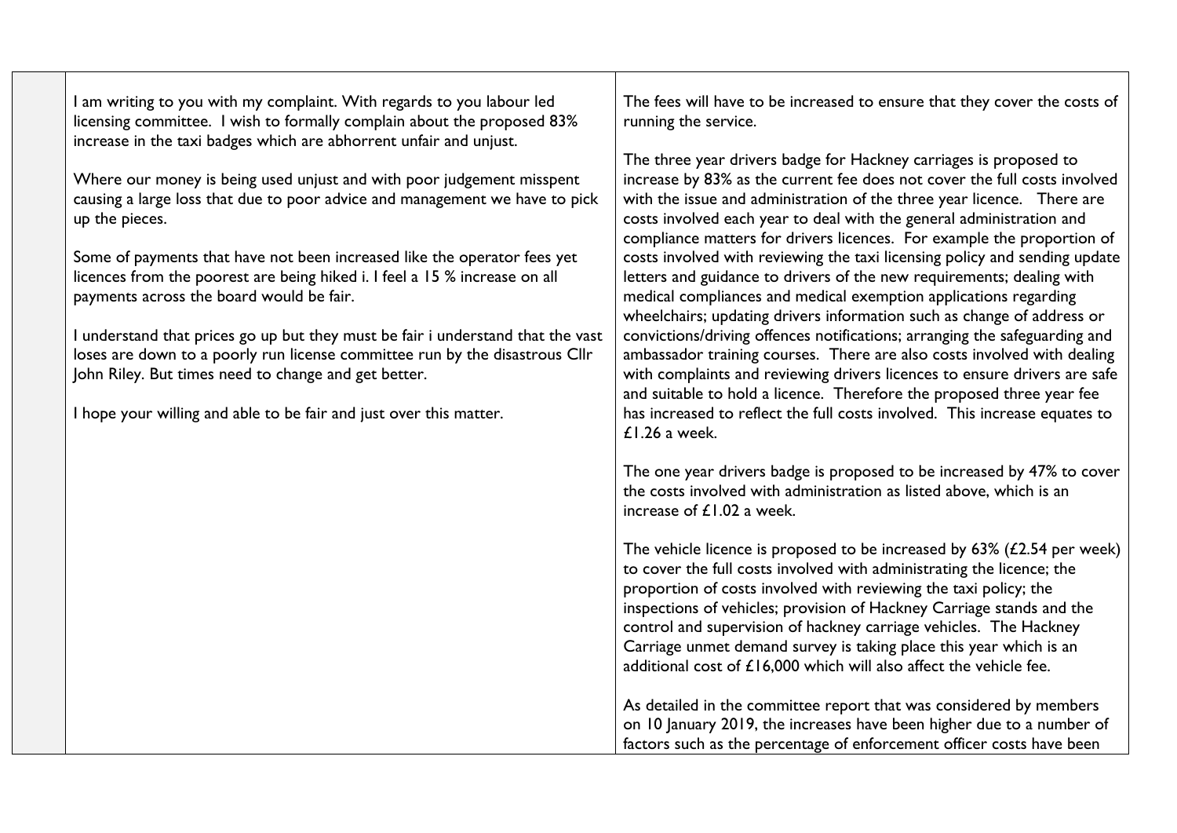| | | |
|---|---|---|
| | I am writing to you with my complaint. With regards to you labour led licensing committee. I wish to formally complain about the proposed 83% increase in the taxi badges which are abhorrent unfair and unjust.<br><br>Where our money is being used unjust and with poor judgement misspent causing a large loss that due to poor advice and management we have to pick up the pieces.<br><br>Some of payments that have not been increased like the operator fees yet licences from the poorest are being hiked i. I feel a 15 % increase on all payments across the board would be fair.<br><br>I understand that prices go up but they must be fair i understand that the vast loses are down to a poorly run license committee run by the disastrous Cllr John Riley. But times need to change and get better.<br><br>I hope your willing and able to be fair and just over this matter. | The fees will have to be increased to ensure that they cover the costs of running the service.<br><br>The three year drivers badge for Hackney carriages is proposed to increase by 83% as the current fee does not cover the full costs involved with the issue and administration of the three year licence. There are costs involved each year to deal with the general administration and compliance matters for drivers licences. For example the proportion of costs involved with reviewing the taxi licensing policy and sending update letters and guidance to drivers of the new requirements; dealing with medical compliances and medical exemption applications regarding wheelchairs; updating drivers information such as change of address or convictions/driving offences notifications; arranging the safeguarding and ambassador training courses. There are also costs involved with dealing with complaints and reviewing drivers licences to ensure drivers are safe and suitable to hold a licence. Therefore the proposed three year fee has increased to reflect the full costs involved. This increase equates to £1.26 a week.<br><br>The one year drivers badge is proposed to be increased by 47% to cover the costs involved with administration as listed above, which is an increase of £1.02 a week.<br><br>The vehicle licence is proposed to be increased by 63% (£2.54 per week) to cover the full costs involved with administrating the licence; the proportion of costs involved with reviewing the taxi policy; the inspections of vehicles; provision of Hackney Carriage stands and the control and supervision of hackney carriage vehicles. The Hackney Carriage unmet demand survey is taking place this year which is an additional cost of £16,000 which will also affect the vehicle fee.<br><br>As detailed in the committee report that was considered by members on 10 January 2019, the increases have been higher due to a number of factors such as the percentage of enforcement officer costs have been |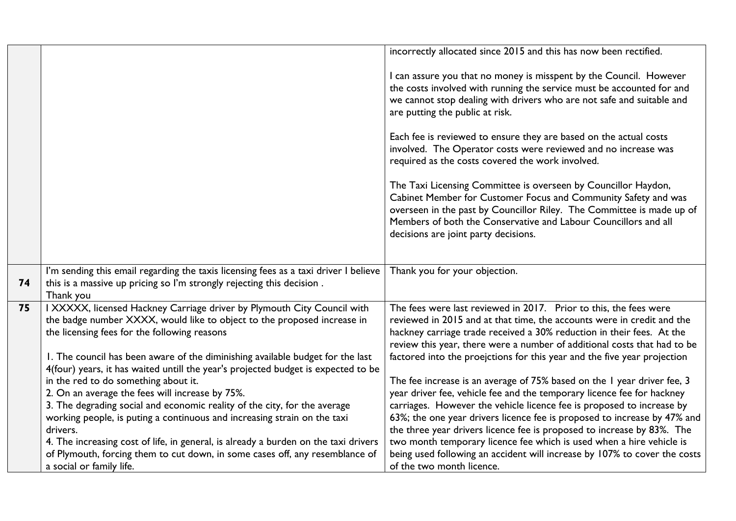| | | |
|---|---|---|
| | | incorrectly allocated since 2015 and this has now been rectified.<br><br>I can assure you that no money is misspent by the Council. However the costs involved with running the service must be accounted for and we cannot stop dealing with drivers who are not safe and suitable and are putting the public at risk.<br><br>Each fee is reviewed to ensure they are based on the actual costs involved. The Operator costs were reviewed and no increase was required as the costs covered the work involved.<br><br>The Taxi Licensing Committee is overseen by Councillor Haydon, Cabinet Member for Customer Focus and Community Safety and was overseen in the past by Councillor Riley. The Committee is made up of Members of both the Conservative and Labour Councillors and all decisions are joint party decisions. |
| **74** | I'm sending this email regarding the taxis licensing fees as a taxi driver I believe this is a massive up pricing so I'm strongly rejecting this decision .<br>Thank you | Thank you for your objection. |
| **75** | I XXXXX, licensed Hackney Carriage driver by Plymouth City Council with the badge number XXXX, would like to object to the proposed increase in the licensing fees for the following reasons<br><br>1. The council has been aware of the diminishing available budget for the last 4(four) years, it has waited untill the year's projected budget is expected to be in the red to do something about it.<br>2. On an average the fees will increase by 75%.<br>3. The degrading social and economic reality of the city, for the average working people, is puting a continuous and increasing strain on the taxi drivers.<br>4. The increasing cost of life, in general, is already a burden on the taxi drivers of Plymouth, forcing them to cut down, in some cases off, any resemblance of a social or family life. | The fees were last reviewed in 2017. Prior to this, the fees were reviewed in 2015 and at that time, the accounts were in credit and the hackney carriage trade received a 30% reduction in their fees. At the review this year, there were a number of additional costs that had to be factored into the proejctions for this year and the five year projection<br><br>The fee increase is an average of 75% based on the 1 year driver fee, 3 year driver fee, vehicle fee and the temporary licence fee for hackney carriages. However the vehicle licence fee is proposed to increase by 63%; the one year drivers licence fee is proposed to increase by 47% and the three year drivers licence fee is proposed to increase by 83%. The two month temporary licence fee which is used when a hire vehicle is being used following an accident will increase by 107% to cover the costs of the two month licence. |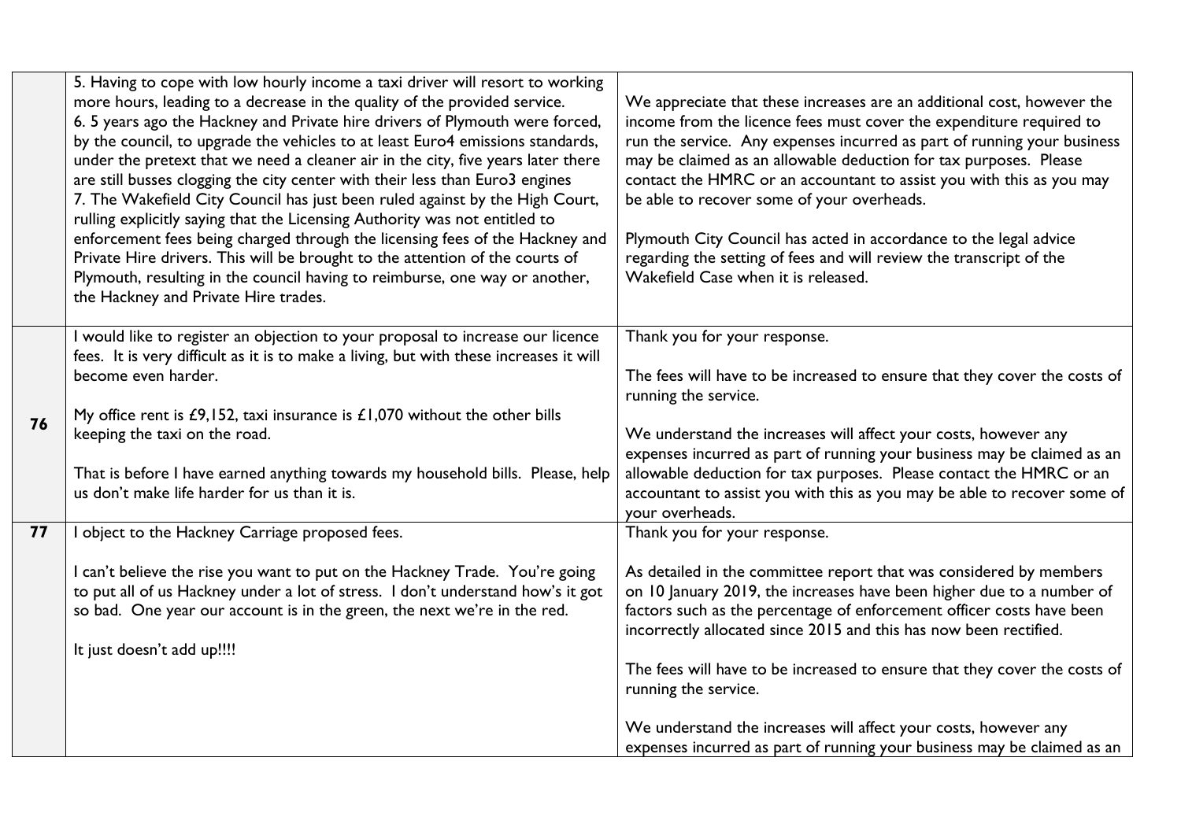| | | |
|---|---|---|
| | 5. Having to cope with low hourly income a taxi driver will resort to working more hours, leading to a decrease in the quality of the provided service.<br>6. 5 years ago the Hackney and Private hire drivers of Plymouth were forced, by the council, to upgrade the vehicles to at least Euro4 emissions standards, under the pretext that we need a cleaner air in the city, five years later there are still busses clogging the city center with their less than Euro3 engines<br>7. The Wakefield City Council has just been ruled against by the High Court, rulling explicitly saying that the Licensing Authority was not entitled to enforcement fees being charged through the licensing fees of the Hackney and Private Hire drivers. This will be brought to the attention of the courts of Plymouth, resulting in the council having to reimburse, one way or another, the Hackney and Private Hire trades. | We appreciate that these increases are an additional cost, however the income from the licence fees must cover the expenditure required to run the service. Any expenses incurred as part of running your business may be claimed as an allowable deduction for tax purposes. Please contact the HMRC or an accountant to assist you with this as you may be able to recover some of your overheads.<br><br>Plymouth City Council has acted in accordance to the legal advice regarding the setting of fees and will review the transcript of the Wakefield Case when it is released. |
| **76** | I would like to register an objection to your proposal to increase our licence fees. It is very difficult as it is to make a living, but with these increases it will become even harder.<br><br>My office rent is £9,152, taxi insurance is £1,070 without the other bills keeping the taxi on the road.<br><br>That is before I have earned anything towards my household bills. Please, help us don't make life harder for us than it is. | Thank you for your response.<br><br>The fees will have to be increased to ensure that they cover the costs of running the service.<br><br>We understand the increases will affect your costs, however any expenses incurred as part of running your business may be claimed as an allowable deduction for tax purposes. Please contact the HMRC or an accountant to assist you with this as you may be able to recover some of your overheads. |
| **77** | I object to the Hackney Carriage proposed fees.<br><br>I can't believe the rise you want to put on the Hackney Trade. You're going to put all of us Hackney under a lot of stress. I don't understand how's it got so bad. One year our account is in the green, the next we're in the red.<br><br>It just doesn't add up!!!! | Thank you for your response.<br><br>As detailed in the committee report that was considered by members on 10 January 2019, the increases have been higher due to a number of factors such as the percentage of enforcement officer costs have been incorrectly allocated since 2015 and this has now been rectified.<br><br>The fees will have to be increased to ensure that they cover the costs of running the service.<br><br>We understand the increases will affect your costs, however any expenses incurred as part of running your business may be claimed as an |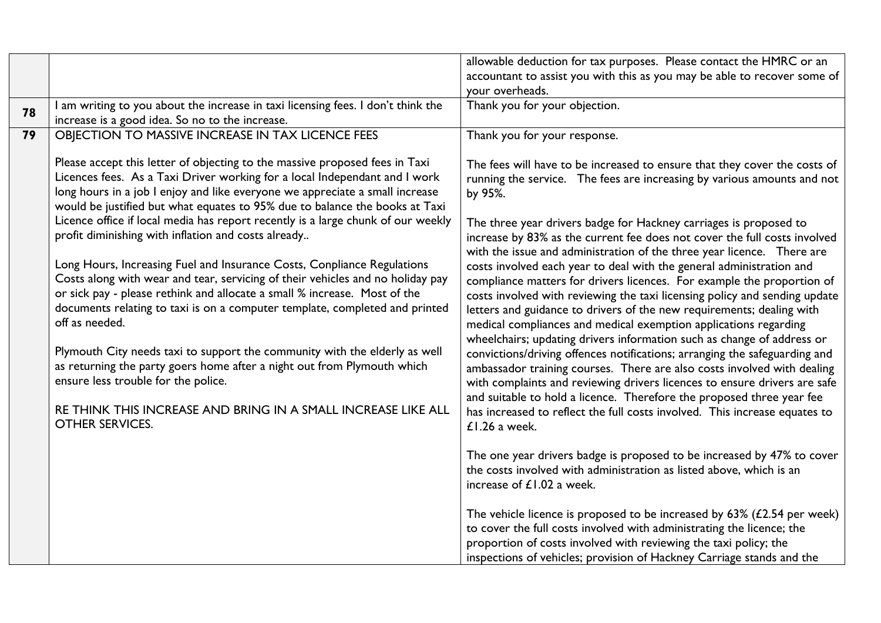| | | |
|---|---|---|
| | | allowable deduction for tax purposes. Please contact the HMRC or an accountant to assist you with this as you may be able to recover some of your overheads. |
| **78** | I am writing to you about the increase in taxi licensing fees. I don't think the increase is a good idea. So no to the increase. | Thank you for your objection. |
| **79** | OBJECTION TO MASSIVE INCREASE IN TAX LICENCE FEES<br><br>Please accept this letter of objecting to the massive proposed fees in Taxi Licences fees. As a Taxi Driver working for a local Independant and I work long hours in a job I enjoy and like everyone we appreciate a small increase would be justified but what equates to 95% due to balance the books at Taxi Licence office if local media has report recently is a large chunk of our weekly profit diminishing with inflation and costs already..<br><br>Long Hours, Increasing Fuel and Insurance Costs, Conpliance Regulations Costs along with wear and tear, servicing of their vehicles and no holiday pay or sick pay - please rethink and allocate a small % increase. Most of the documents relating to taxi is on a computer template, completed and printed off as needed.<br><br>Plymouth City needs taxi to support the community with the elderly as well as returning the party goers home after a night out from Plymouth which ensure less trouble for the police.<br><br>RE THINK THIS INCREASE AND BRING IN A SMALL INCREASE LIKE ALL OTHER SERVICES. | Thank you for your response.<br><br>The fees will have to be increased to ensure that they cover the costs of running the service. The fees are increasing by various amounts and not by 95%.<br><br>The three year drivers badge for Hackney carriages is proposed to increase by 83% as the current fee does not cover the full costs involved with the issue and administration of the three year licence. There are costs involved each year to deal with the general administration and compliance matters for drivers licences. For example the proportion of costs involved with reviewing the taxi licensing policy and sending update letters and guidance to drivers of the new requirements; dealing with medical compliances and medical exemption applications regarding wheelchairs; updating drivers information such as change of address or convictions/driving offences notifications; arranging the safeguarding and ambassador training courses. There are also costs involved with dealing with complaints and reviewing drivers licences to ensure drivers are safe and suitable to hold a licence. Therefore the proposed three year fee has increased to reflect the full costs involved. This increase equates to £1.26 a week.<br><br>The one year drivers badge is proposed to be increased by 47% to cover the costs involved with administration as listed above, which is an increase of £1.02 a week.<br><br>The vehicle licence is proposed to be increased by 63% (£2.54 per week) to cover the full costs involved with administrating the licence; the proportion of costs involved with reviewing the taxi policy; the inspections of vehicles; provision of Hackney Carriage stands and the |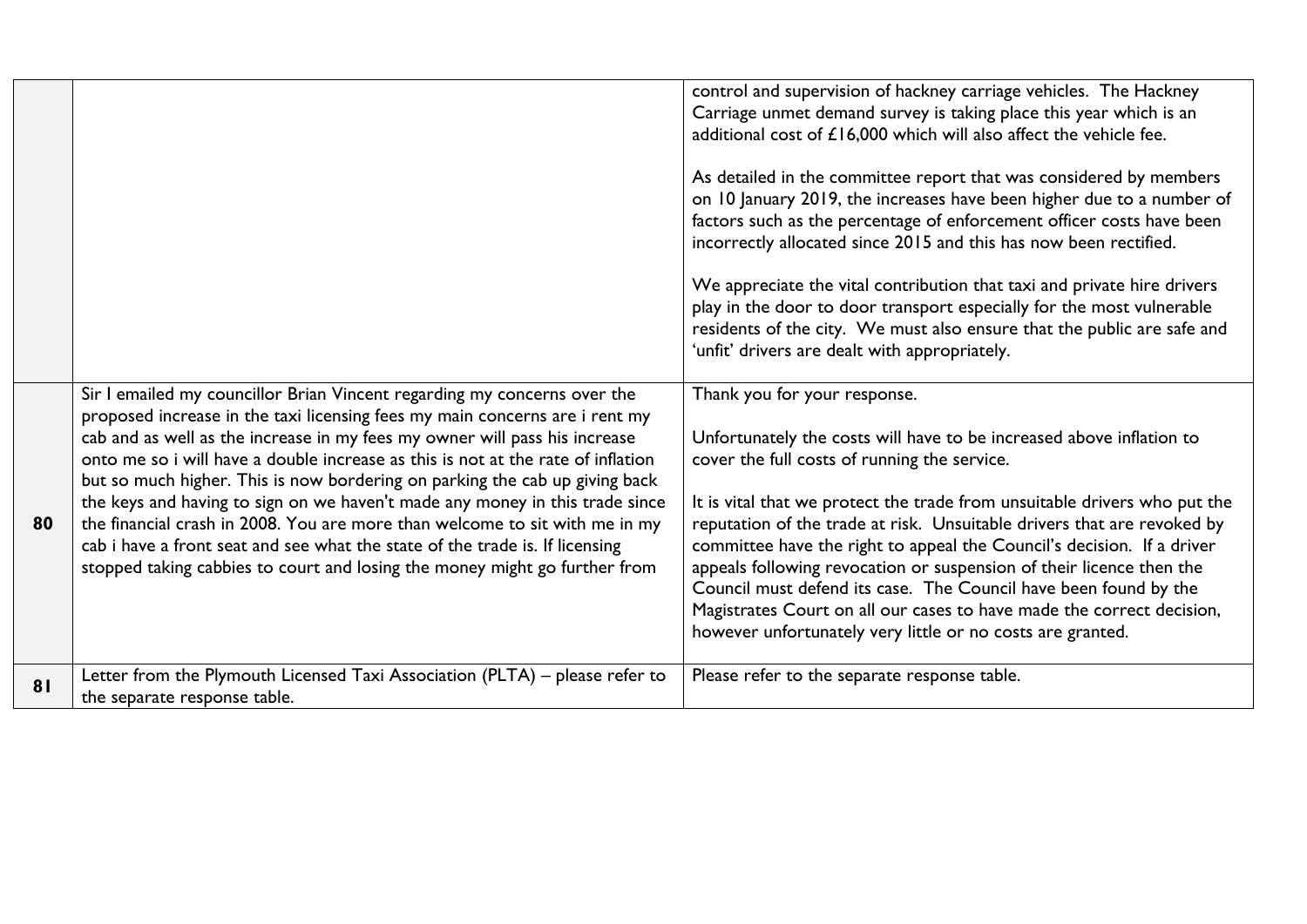| | | |
|---|---|---|
| | | control and supervision of hackney carriage vehicles. The Hackney Carriage unmet demand survey is taking place this year which is an additional cost of £16,000 which will also affect the vehicle fee.<br><br>As detailed in the committee report that was considered by members on 10 January 2019, the increases have been higher due to a number of factors such as the percentage of enforcement officer costs have been incorrectly allocated since 2015 and this has now been rectified.<br><br>We appreciate the vital contribution that taxi and private hire drivers play in the door to door transport especially for the most vulnerable residents of the city. We must also ensure that the public are safe and 'unfit' drivers are dealt with appropriately. |
| 80 | Sir I emailed my councillor Brian Vincent regarding my concerns over the proposed increase in the taxi licensing fees my main concerns are i rent my cab and as well as the increase in my fees my owner will pass his increase onto me so i will have a double increase as this is not at the rate of inflation but so much higher. This is now bordering on parking the cab up giving back the keys and having to sign on we haven't made any money in this trade since the financial crash in 2008. You are more than welcome to sit with me in my cab i have a front seat and see what the state of the trade is. If licensing stopped taking cabbies to court and losing the money might go further from | Thank you for your response.<br><br>Unfortunately the costs will have to be increased above inflation to cover the full costs of running the service.<br><br>It is vital that we protect the trade from unsuitable drivers who put the reputation of the trade at risk. Unsuitable drivers that are revoked by committee have the right to appeal the Council's decision. If a driver appeals following revocation or suspension of their licence then the Council must defend its case. The Council have been found by the Magistrates Court on all our cases to have made the correct decision, however unfortunately very little or no costs are granted. |
| 81 | Letter from the Plymouth Licensed Taxi Association (PLTA) – please refer to the separate response table. | Please refer to the separate response table. |